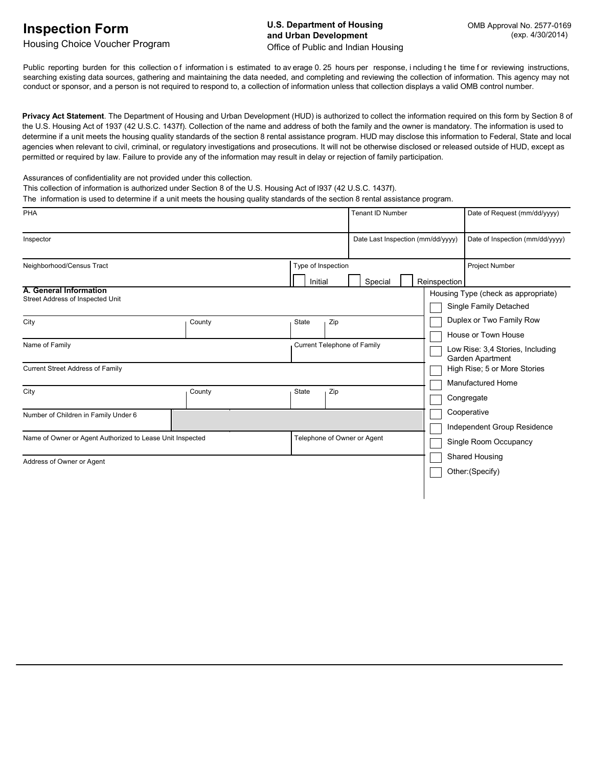# Inspection Form

Housing Choice Voucher Program

**U.S. Department of Housing and Urban Development**
Office of Public and Indian Housing

OMB Approval No. 2577-0169
(exp. 4/30/2014)

Public reporting burden for this collection of information is estimated to average 0.25 hours per response, including the time for reviewing instructions, searching existing data sources, gathering and maintaining the data needed, and completing and reviewing the collection of information. This agency may not conduct or sponsor, and a person is not required to respond to, a collection of information unless that collection displays a valid OMB control number.

**Privacy Act Statement**. The Department of Housing and Urban Development (HUD) is authorized to collect the information required on this form by Section 8 of the U.S. Housing Act of 1937 (42 U.S.C. 1437f). Collection of the name and address of both the family and the owner is mandatory. The information is used to determine if a unit meets the housing quality standards of the section 8 rental assistance program. HUD may disclose this information to Federal, State and local agencies when relevant to civil, criminal, or regulatory investigations and prosecutions. It will not be otherwise disclosed or released outside of HUD, except as permitted or required by law. Failure to provide any of the information may result in delay or rejection of family participation.

Assurances of confidentiality are not provided under this collection.
This collection of information is authorized under Section 8 of the U.S. Housing Act of l937 (42 U.S.C. 1437f).
The information is used to determine if a unit meets the housing quality standards of the section 8 rental assistance program.

| PHA | Tenant ID Number | Date of Request (mm/dd/yyyy) |
|---|---|---|
| Inspector | Date Last Inspection (mm/dd/yyyy) | Date of Inspection (mm/dd/yyyy) |
| Neighborhood/Census Tract | Type of Inspection: ☐ Initial ☐ Special ☐ Reinspection | Project Number |

## A. General Information

| | | | |
|---|---|---|---|
| Street Address of Inspected Unit | | | |
| City | County | State | Zip |
| Name of Family | | Current Telephone of Family | |
| Current Street Address of Family | | | |
| City | County | State | Zip |
| Number of Children in Family Under 6 | | | |
| Name of Owner or Agent Authorized to Lease Unit Inspected | | Telephone of Owner or Agent | |
| Address of Owner or Agent | | | |

Housing Type (check as appropriate)

- ☐ Single Family Detached
- ☐ Duplex or Two Family Row
- ☐ House or Town House
- ☐ Low Rise: 3,4 Stories, Including Garden Apartment
- ☐ High Rise; 5 or More Stories
- ☐ Manufactured Home
- ☐ Congregate
- ☐ Cooperative
- ☐ Independent Group Residence
- ☐ Single Room Occupancy
- ☐ Shared Housing
- ☐ Other:(Specify)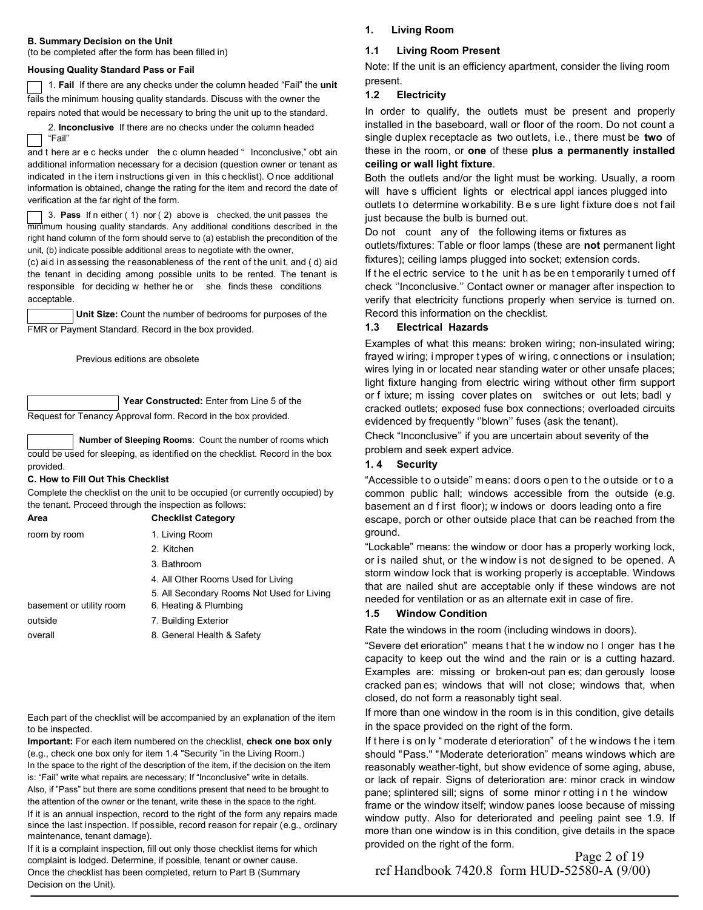**B. Summary Decision on the Unit**
(to be completed after the form has been filled in)

**Housing Quality Standard Pass or Fail**

☐ 1. **Fail** If there are any checks under the column headed "Fail" the **unit** fails the minimum housing quality standards. Discuss with the owner the repairs noted that would be necessary to bring the unit up to the standard.

☐ 2. **Inconclusive** If there are no checks under the column headed "Fail" and there are checks under the column headed "Inconclusive," obtain additional information necessary for a decision (question owner or tenant as indicated in the item instructions given in this checklist). Once additional information is obtained, change the rating for the item and record the date of verification at the far right of the form.

☐ 3. **Pass** If neither (1) nor (2) above is checked, the unit passes the minimum housing quality standards. Any additional conditions described in the right hand column of the form should serve to (a) establish the precondition of the unit, (b) indicate possible additional areas to negotiate with the owner, (c) aid in assessing the reasonableness of the rent of the unit, and (d) aid the tenant in deciding among possible units to be rented. The tenant is responsible for deciding whether he or she finds these conditions acceptable.

☐ **Unit Size:** Count the number of bedrooms for purposes of the FMR or Payment Standard. Record in the box provided.

Previous editions are obsolete

☐ **Year Constructed:** Enter from Line 5 of the Request for Tenancy Approval form. Record in the box provided.

☐ **Number of Sleeping Rooms**: Count the number of rooms which could be used for sleeping, as identified on the checklist. Record in the box provided.

**C. How to Fill Out This Checklist**

Complete the checklist on the unit to be occupied (or currently occupied) by the tenant. Proceed through the inspection as follows:

| **Area** | **Checklist Category** |
|---|---|
| room by room | 1. Living Room |
| | 2. Kitchen |
| | 3. Bathroom |
| | 4. All Other Rooms Used for Living |
| | 5. All Secondary Rooms Not Used for Living |
| basement or utility room | 6. Heating & Plumbing |
| outside | 7. Building Exterior |
| overall | 8. General Health & Safety |

Each part of the checklist will be accompanied by an explanation of the item to be inspected.

**Important:** For each item numbered on the checklist, **check one box only** (e.g., check one box only for item 1.4 "Security "in the Living Room.) In the space to the right of the description of the item, if the decision on the item is: "Fail" write what repairs are necessary; If "Inconclusive" write in details. Also, if "Pass" but there are some conditions present that need to be brought to the attention of the owner or the tenant, write these in the space to the right.

If it is an annual inspection, record to the right of the form any repairs made since the last inspection. If possible, record reason for repair (e.g., ordinary maintenance, tenant damage).

If it is a complaint inspection, fill out only those checklist items for which complaint is lodged. Determine, if possible, tenant or owner cause.

Once the checklist has been completed, return to Part B (Summary Decision on the Unit).

## 1. Living Room

### 1.1 Living Room Present

Note: If the unit is an efficiency apartment, consider the living room present.

### 1.2 Electricity

In order to qualify, the outlets must be present and properly installed in the baseboard, wall or floor of the room. Do not count a single duplex receptacle as two outlets, i.e., there must be **two** of these in the room, or **one** of these **plus a permanently installed ceiling or wall light fixture**.

Both the outlets and/or the light must be working. Usually, a room will have sufficient lights or electrical appliances plugged into outlets to determine workability. Be sure light fixture does not fail just because the bulb is burned out.

Do not count any of the following items or fixtures as outlets/fixtures: Table or floor lamps (these are **not** permanent light fixtures); ceiling lamps plugged into socket; extension cords.

If the electric service to the unit has been temporarily turned off check "Inconclusive." Contact owner or manager after inspection to verify that electricity functions properly when service is turned on. Record this information on the checklist.

### 1.3 Electrical Hazards

Examples of what this means: broken wiring; non-insulated wiring; frayed wiring; improper types of wiring, connections or insulation; wires lying in or located near standing water or other unsafe places; light fixture hanging from electric wiring without other firm support or fixture; missing cover plates on switches or outlets; badly cracked outlets; exposed fuse box connections; overloaded circuits evidenced by frequently "blown" fuses (ask the tenant).

Check "Inconclusive" if you are uncertain about severity of the problem and seek expert advice.

### 1.4 Security

"Accessible to outside" means: doors open to the outside or to a common public hall; windows accessible from the outside (e.g. basement and first floor); windows or doors leading onto a fire escape, porch or other outside place that can be reached from the ground.

"Lockable" means: the window or door has a properly working lock, or is nailed shut, or the window is not designed to be opened. A storm window lock that is working properly is acceptable. Windows that are nailed shut are acceptable only if these windows are not needed for ventilation or as an alternate exit in case of fire.

### 1.5 Window Condition

Rate the windows in the room (including windows in doors).

"Severe deterioration" means that the window no longer has the capacity to keep out the wind and the rain or is a cutting hazard. Examples are: missing or broken-out panes; dangerously loose cracked panes; windows that will not close; windows that, when closed, do not form a reasonably tight seal.

If more than one window in the room is in this condition, give details in the space provided on the right of the form.

If there is only "moderate deterioration" of the windows the item should "Pass." "Moderate deterioration" means windows which are reasonably weather-tight, but show evidence of some aging, abuse, or lack of repair. Signs of deterioration are: minor crack in window pane; splintered sill; signs of some minor rotting in the window frame or the window itself; window panes loose because of missing window putty. Also for deteriorated and peeling paint see 1.9. If more than one window is in this condition, give details in the space provided on the right of the form.

ref Handbook 7420.8 form HUD-52580-A (9/00)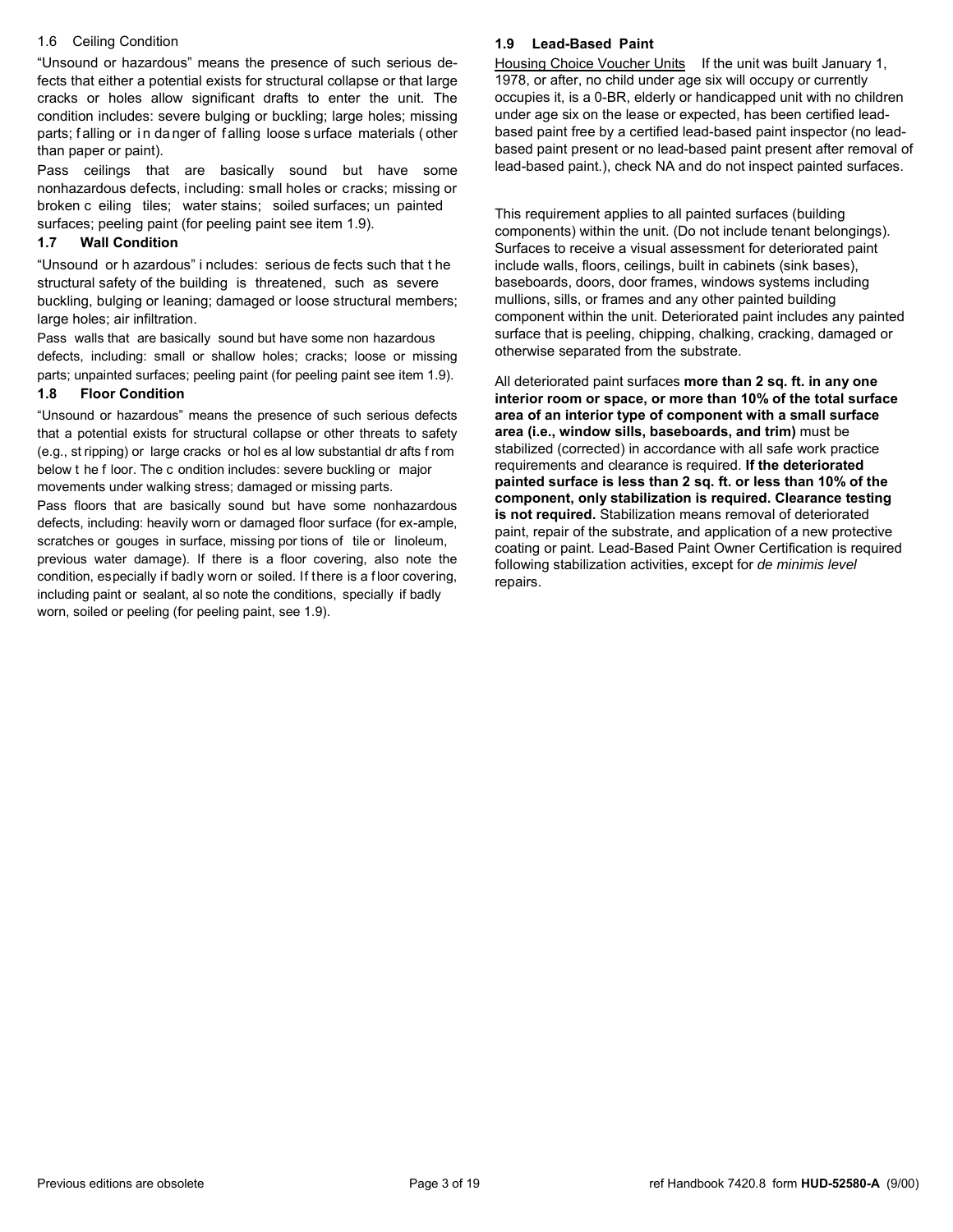### 1.6 Ceiling Condition

"Unsound or hazardous" means the presence of such serious defects that either a potential exists for structural collapse or that large cracks or holes allow significant drafts to enter the unit. The condition includes: severe bulging or buckling; large holes; missing parts; falling or in danger of falling loose surface materials (other than paper or paint).

Pass ceilings that are basically sound but have some nonhazardous defects, including: small holes or cracks; missing or broken ceiling tiles; water stains; soiled surfaces; un painted surfaces; peeling paint (for peeling paint see item 1.9).

### 1.7 Wall Condition

"Unsound or hazardous" includes: serious defects such that the structural safety of the building is threatened, such as severe buckling, bulging or leaning; damaged or loose structural members; large holes; air infiltration.

Pass walls that are basically sound but have some non hazardous defects, including: small or shallow holes; cracks; loose or missing parts; unpainted surfaces; peeling paint (for peeling paint see item 1.9).

### 1.8 Floor Condition

"Unsound or hazardous" means the presence of such serious defects that a potential exists for structural collapse or other threats to safety (e.g., st ripping) or large cracks or holes allow substantial drafts from below the floor. The condition includes: severe buckling or major movements under walking stress; damaged or missing parts.

Pass floors that are basically sound but have some nonhazardous defects, including: heavily worn or damaged floor surface (for ex-ample, scratches or gouges in surface, missing portions of tile or linoleum, previous water damage). If there is a floor covering, also note the condition, especially if badly worn or soiled. If there is a floor covering, including paint or sealant, also note the conditions, specially if badly worn, soiled or peeling (for peeling paint, see 1.9).

### 1.9 Lead-Based Paint

Housing Choice Voucher Units If the unit was built January 1, 1978, or after, no child under age six will occupy or currently occupies it, is a 0-BR, elderly or handicapped unit with no children under age six on the lease or expected, has been certified lead-based paint free by a certified lead-based paint inspector (no lead-based paint present or no lead-based paint present after removal of lead-based paint.), check NA and do not inspect painted surfaces.

This requirement applies to all painted surfaces (building components) within the unit. (Do not include tenant belongings). Surfaces to receive a visual assessment for deteriorated paint include walls, floors, ceilings, built in cabinets (sink bases), baseboards, doors, door frames, windows systems including mullions, sills, or frames and any other painted building component within the unit. Deteriorated paint includes any painted surface that is peeling, chipping, chalking, cracking, damaged or otherwise separated from the substrate.

All deteriorated paint surfaces **more than 2 sq. ft. in any one interior room or space, or more than 10% of the total surface area of an interior type of component with a small surface area (i.e., window sills, baseboards, and trim)** must be stabilized (corrected) in accordance with all safe work practice requirements and clearance is required. **If the deteriorated painted surface is less than 2 sq. ft. or less than 10% of the component, only stabilization is required. Clearance testing is not required.** Stabilization means removal of deteriorated paint, repair of the substrate, and application of a new protective coating or paint. Lead-Based Paint Owner Certification is required following stabilization activities, except for *de minimis level* repairs.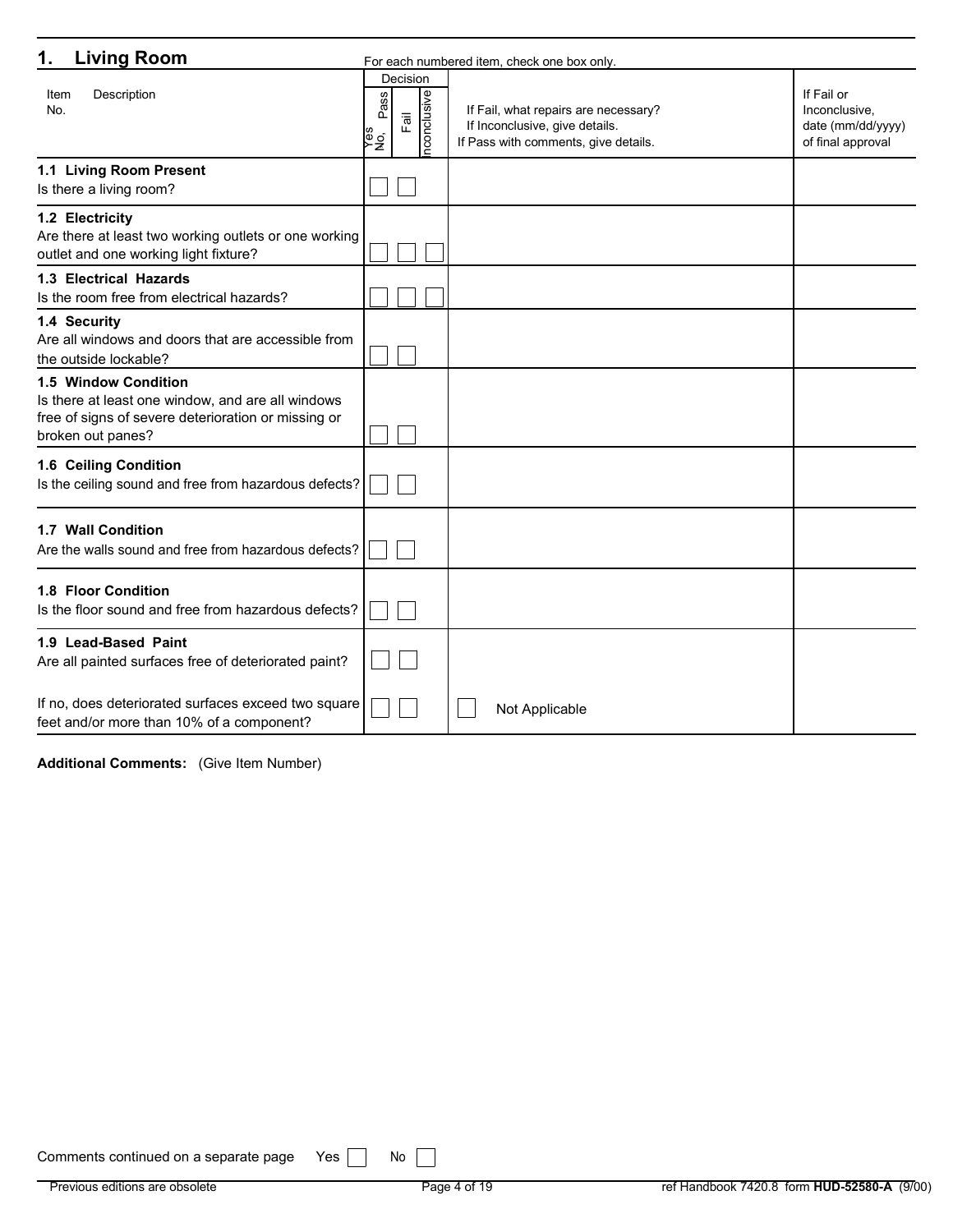## 1. Living Room

For each numbered item, check one box only.

| Item No. | Description | Yes, Pass | No, Fail | Inconclusive | If Fail, what repairs are necessary? If Inconclusive, give details. If Pass with comments, give details. | If Fail or Inconclusive, date (mm/dd/yyyy) of final approval |
|---|---|---|---|---|---|---|
| 1.1 | **Living Room Present** Is there a living room? | ☐ | ☐ | | | |
| 1.2 | **Electricity** Are there at least two working outlets or one working outlet and one working light fixture? | ☐ | ☐ | ☐ | | |
| 1.3 | **Electrical Hazards** Is the room free from electrical hazards? | ☐ | ☐ | ☐ | | |
| 1.4 | **Security** Are all windows and doors that are accessible from the outside lockable? | ☐ | ☐ | | | |
| 1.5 | **Window Condition** Is there at least one window, and are all windows free of signs of severe deterioration or missing or broken out panes? | ☐ | ☐ | | | |
| 1.6 | **Ceiling Condition** Is the ceiling sound and free from hazardous defects? | ☐ | ☐ | | | |
| 1.7 | **Wall Condition** Are the walls sound and free from hazardous defects? | ☐ | ☐ | | | |
| 1.8 | **Floor Condition** Is the floor sound and free from hazardous defects? | ☐ | ☐ | | | |
| 1.9 | **Lead-Based Paint** Are all painted surfaces free of deteriorated paint? | ☐ | ☐ | | | |
| | If no, does deteriorated surfaces exceed two square feet and/or more than 10% of a component? | ☐ | ☐ | | ☐ Not Applicable | |

**Additional Comments:** (Give Item Number)

Comments continued on a separate page Yes ☐ No ☐

Previous editions are obsolete — ref Handbook 7420.8 form **HUD-52580-A** (9/00)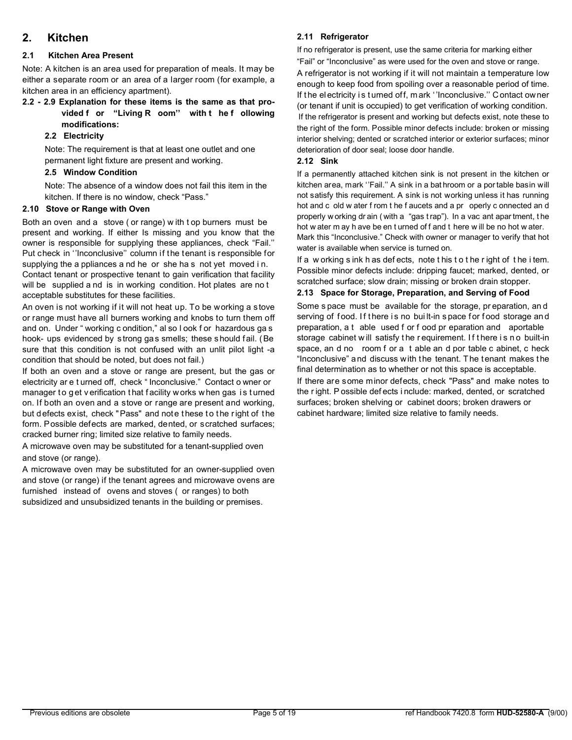## 2. Kitchen

### 2.1 Kitchen Area Present

Note: A kitchen is an area used for preparation of meals. It may be either a separate room or an area of a larger room (for example, a kitchen area in an efficiency apartment).

### 2.2 - 2.9 Explanation for these items is the same as that provided for "Living Room" with the following modifications:

#### 2.2 Electricity

Note: The requirement is that at least one outlet and one permanent light fixture are present and working.

#### 2.5 Window Condition

Note: The absence of a window does not fail this item in the kitchen. If there is no window, check "Pass."

### 2.10 Stove or Range with Oven

Both an oven and a stove (or range) with top burners must be present and working. If either Is missing and you know that the owner is responsible for supplying these appliances, check "Fail." Put check in "Inconclusive" column if the tenant is responsible for supplying the appliances and he or she has not yet moved in. Contact tenant or prospective tenant to gain verification that facility will be supplied and is in working condition. Hot plates are not acceptable substitutes for these facilities.

An oven is not working if it will not heat up. To be working a stove or range must have all burners working and knobs to turn them off and on. Under "working condition," also look for hazardous gas hook- ups evidenced by strong gas smells; these should fail. (Be sure that this condition is not confused with an unlit pilot light -a condition that should be noted, but does not fail.)

If both an oven and a stove or range are present, but the gas or electricity are turned off, check "Inconclusive." Contact owner or manager to get verification that facility works when gas is turned on. If both an oven and a stove or range are present and working, but defects exist, check "Pass" and note these to the right of the form. Possible defects are marked, dented, or scratched surfaces; cracked burner ring; limited size relative to family needs.

A microwave oven may be substituted for a tenant-supplied oven and stove (or range).

A microwave oven may be substituted for an owner-supplied oven and stove (or range) if the tenant agrees and microwave ovens are furnished instead of ovens and stoves (or ranges) to both subsidized and unsubsidized tenants in the building or premises.

### 2.11 Refrigerator

If no refrigerator is present, use the same criteria for marking either "Fail" or "Inconclusive" as were used for the oven and stove or range.

A refrigerator is not working if it will not maintain a temperature low enough to keep food from spoiling over a reasonable period of time. If the electricity is turned off, mark "Inconclusive." Contact owner (or tenant if unit is occupied) to get verification of working condition. If the refrigerator is present and working but defects exist, note these to the right of the form. Possible minor defects include: broken or missing interior shelving; dented or scratched interior or exterior surfaces; minor deterioration of door seal; loose door handle.

### 2.12 Sink

If a permanently attached kitchen sink is not present in the kitchen or kitchen area, mark "Fail." A sink in a bathroom or a portable basin will not satisfy this requirement. A sink is not working unless it has running hot and cold water from the faucets and a properly connected and properly working drain (with a "gas trap"). In a vacant apartment, the hot water may have been turned off and there will be no hot water. Mark this "Inconclusive." Check with owner or manager to verify that hot water is available when service is turned on.

If a working sink has defects, note this to the right of the item. Possible minor defects include: dripping faucet; marked, dented, or scratched surface; slow drain; missing or broken drain stopper.

### 2.13 Space for Storage, Preparation, and Serving of Food

Some space must be available for the storage, preparation, and serving of food. If there is no built-in space for food storage and preparation, a table used for food preparation and a portable storage cabinet will satisfy the requirement. If there is no built-in space, and no room for a table and portable cabinet, check "Inconclusive" and discuss with the tenant. The tenant makes the final determination as to whether or not this space is acceptable.

If there are some minor defects, check "Pass" and make notes to the right. Possible defects include: marked, dented, or scratched surfaces; broken shelving or cabinet doors; broken drawers or cabinet hardware; limited size relative to family needs.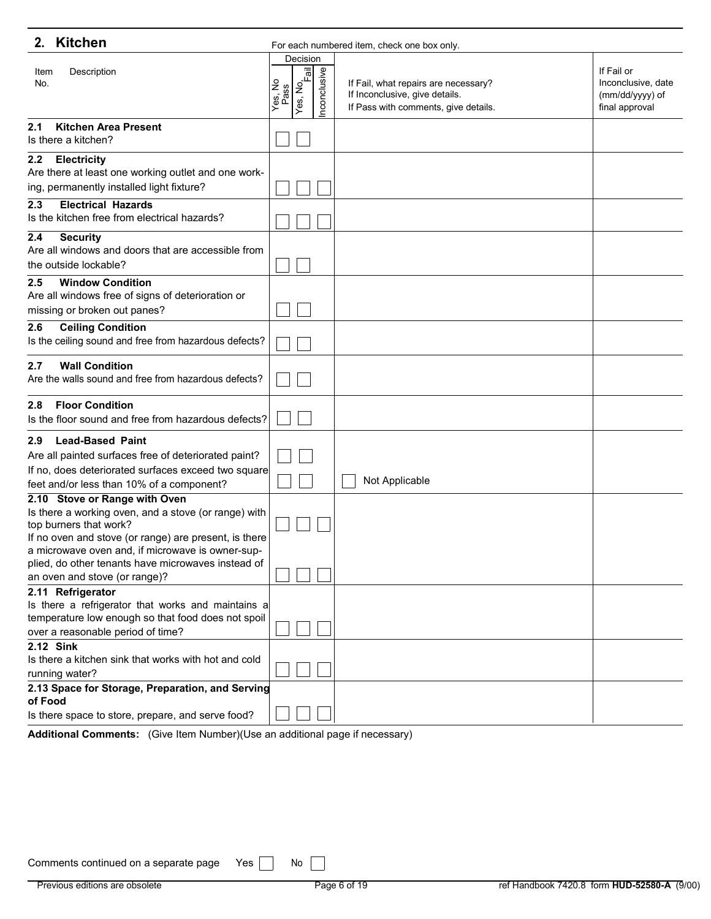## 2. Kitchen

For each numbered item, check one box only.

| Item No. | Description | Decision: Yes, No Pass | Decision: Yes, No Fail | Decision: Inconclusive | If Fail, what repairs are necessary? If Inconclusive, give details. If Pass with comments, give details. | If Fail or Inconclusive, date (mm/dd/yyyy) of final approval |
|---|---|---|---|---|---|---|
| 2.1 | **Kitchen Area Present** Is there a kitchen? | ☐ | ☐ | | | |
| 2.2 | **Electricity** Are there at least one working outlet and one working, permanently installed light fixture? | ☐ | ☐ | ☐ | | |
| 2.3 | **Electrical Hazards** Is the kitchen free from electrical hazards? | ☐ | ☐ | ☐ | | |
| 2.4 | **Security** Are all windows and doors that are accessible from the outside lockable? | ☐ | ☐ | | | |
| 2.5 | **Window Condition** Are all windows free of signs of deterioration or missing or broken out panes? | ☐ | ☐ | | | |
| 2.6 | **Ceiling Condition** Is the ceiling sound and free from hazardous defects? | ☐ | ☐ | | | |
| 2.7 | **Wall Condition** Are the walls sound and free from hazardous defects? | ☐ | ☐ | | | |
| 2.8 | **Floor Condition** Is the floor sound and free from hazardous defects? | ☐ | ☐ | | | |
| 2.9 | **Lead-Based Paint** Are all painted surfaces free of deteriorated paint? | ☐ | ☐ | | | |
| | If no, does deteriorated surfaces exceed two square feet and/or less than 10% of a component? | ☐ | ☐ | | ☐ Not Applicable | |
| 2.10 | **Stove or Range with Oven** Is there a working oven, and a stove (or range) with top burners that work? | ☐ | ☐ | ☐ | | |
| | If no oven and stove (or range) are present, is there a microwave oven and, if microwave is owner-supplied, do other tenants have microwaves instead of an oven and stove (or range)? | ☐ | ☐ | ☐ | | |
| 2.11 | **Refrigerator** Is there a refrigerator that works and maintains a temperature low enough so that food does not spoil over a reasonable period of time? | ☐ | ☐ | ☐ | | |
| 2.12 | **Sink** Is there a kitchen sink that works with hot and cold running water? | ☐ | ☐ | ☐ | | |
| 2.13 | **Space for Storage, Preparation, and Serving of Food** Is there space to store, prepare, and serve food? | ☐ | ☐ | ☐ | | |

**Additional Comments:** (Give Item Number)(Use an additional page if necessary)

Comments continued on a separate page Yes ☐ No ☐

Previous editions are obsolete — ref Handbook 7420.8 form **HUD-52580-A** (9/00)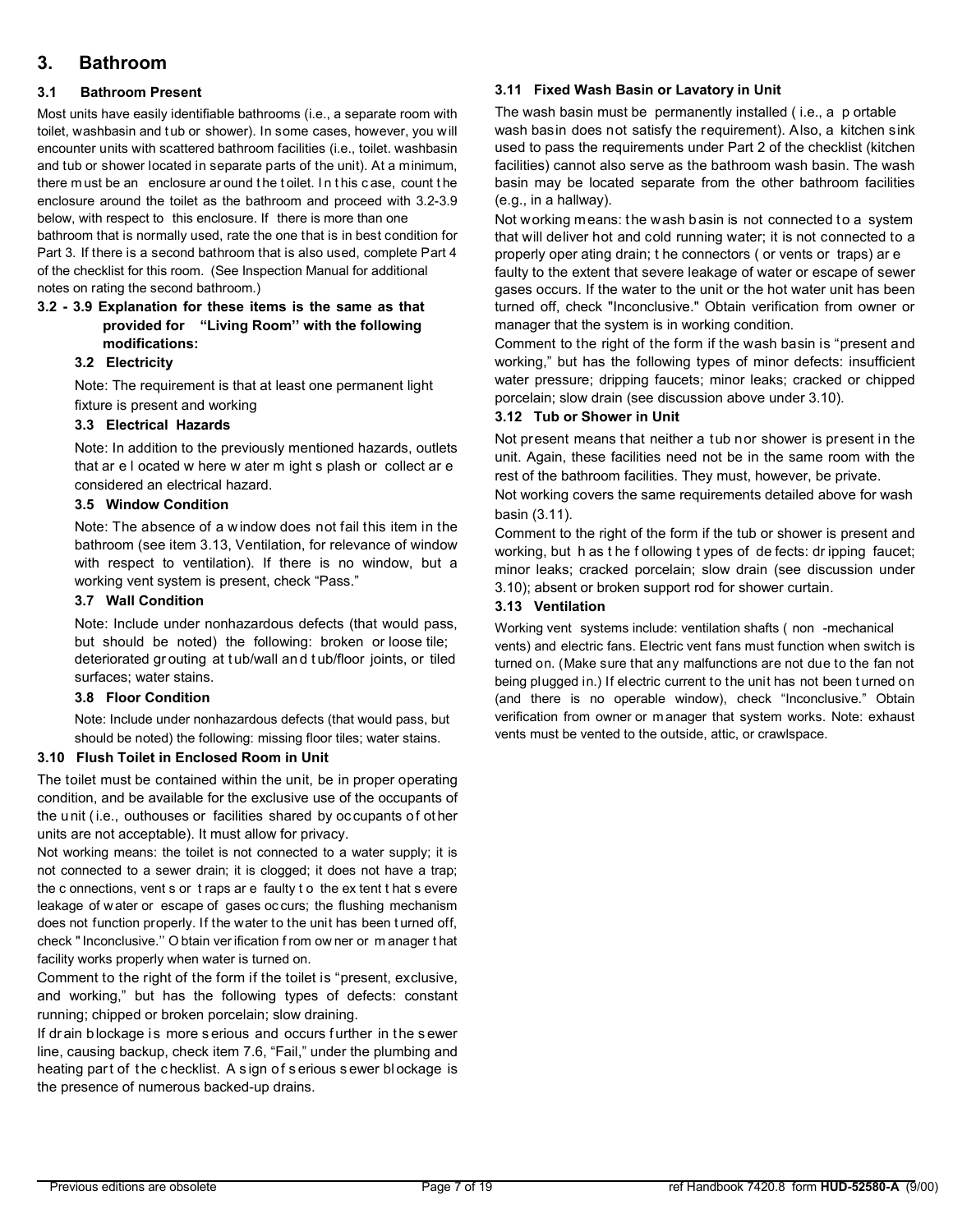## 3. Bathroom

### 3.1 Bathroom Present

Most units have easily identifiable bathrooms (i.e., a separate room with toilet, washbasin and tub or shower). In some cases, however, you will encounter units with scattered bathroom facilities (i.e., toilet. washbasin and tub or shower located in separate parts of the unit). At a minimum, there must be an enclosure around the toilet. In this case, count the enclosure around the toilet as the bathroom and proceed with 3.2-3.9 below, with respect to this enclosure. If there is more than one bathroom that is normally used, rate the one that is in best condition for Part 3. If there is a second bathroom that is also used, complete Part 4 of the checklist for this room. (See Inspection Manual for additional notes on rating the second bathroom.)

### 3.2 - 3.9 Explanation for these items is the same as that provided for "Living Room" with the following modifications:

#### 3.2 Electricity

Note: The requirement is that at least one permanent light fixture is present and working

#### 3.3 Electrical Hazards

Note: In addition to the previously mentioned hazards, outlets that are located where water might splash or collect are considered an electrical hazard.

#### 3.5 Window Condition

Note: The absence of a window does not fail this item in the bathroom (see item 3.13, Ventilation, for relevance of window with respect to ventilation). If there is no window, but a working vent system is present, check "Pass."

#### 3.7 Wall Condition

Note: Include under nonhazardous defects (that would pass, but should be noted) the following: broken or loose tile; deteriorated grouting at tub/wall and tub/floor joints, or tiled surfaces; water stains.

#### 3.8 Floor Condition

Note: Include under nonhazardous defects (that would pass, but should be noted) the following: missing floor tiles; water stains.

### 3.10 Flush Toilet in Enclosed Room in Unit

The toilet must be contained within the unit, be in proper operating condition, and be available for the exclusive use of the occupants of the unit (i.e., outhouses or facilities shared by occupants of other units are not acceptable). It must allow for privacy.

Not working means: the toilet is not connected to a water supply; it is not connected to a sewer drain; it is clogged; it does not have a trap; the connections, vents or traps are faulty to the extent that severe leakage of water or escape of gases occurs; the flushing mechanism does not function properly. If the water to the unit has been turned off, check "Inconclusive." Obtain verification from owner or manager that facility works properly when water is turned on.

Comment to the right of the form if the toilet is "present, exclusive, and working," but has the following types of defects: constant running; chipped or broken porcelain; slow draining.

If drain blockage is more serious and occurs further in the sewer line, causing backup, check item 7.6, "Fail," under the plumbing and heating part of the checklist. A sign of serious sewer blockage is the presence of numerous backed-up drains.

### 3.11 Fixed Wash Basin or Lavatory in Unit

The wash basin must be permanently installed (i.e., a portable wash basin does not satisfy the requirement). Also, a kitchen sink used to pass the requirements under Part 2 of the checklist (kitchen facilities) cannot also serve as the bathroom wash basin. The wash basin may be located separate from the other bathroom facilities (e.g., in a hallway).

Not working means: the wash basin is not connected to a system that will deliver hot and cold running water; it is not connected to a properly operating drain; the connectors (or vents or traps) are faulty to the extent that severe leakage of water or escape of sewer gases occurs. If the water to the unit or the hot water unit has been turned off, check "Inconclusive." Obtain verification from owner or manager that the system is in working condition.

Comment to the right of the form if the wash basin is "present and working," but has the following types of minor defects: insufficient water pressure; dripping faucets; minor leaks; cracked or chipped porcelain; slow drain (see discussion above under 3.10).

### 3.12 Tub or Shower in Unit

Not present means that neither a tub nor shower is present in the unit. Again, these facilities need not be in the same room with the rest of the bathroom facilities. They must, however, be private.

Not working covers the same requirements detailed above for wash basin (3.11).

Comment to the right of the form if the tub or shower is present and working, but has the following types of defects: dripping faucet; minor leaks; cracked porcelain; slow drain (see discussion under 3.10); absent or broken support rod for shower curtain.

### 3.13 Ventilation

Working vent systems include: ventilation shafts (non -mechanical vents) and electric fans. Electric vent fans must function when switch is turned on. (Make sure that any malfunctions are not due to the fan not being plugged in.) If electric current to the unit has not been turned on (and there is no operable window), check "Inconclusive." Obtain verification from owner or manager that system works. Note: exhaust vents must be vented to the outside, attic, or crawlspace.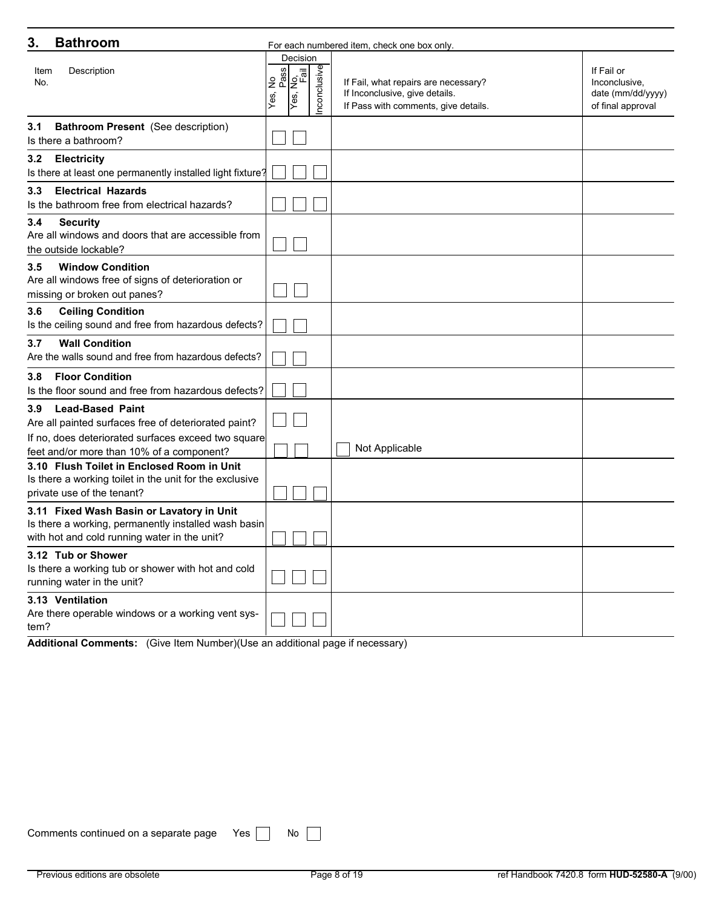## 3. Bathroom

For each numbered item, check one box only.

| Item No. | Description | Decision: Yes, No Pass | Decision: Yes, No, Fail | Decision: Inconclusive | If Fail, what repairs are necessary? If Inconclusive, give details. If Pass with comments, give details. | If Fail or Inconclusive, date (mm/dd/yyyy) of final approval |
|---|---|---|---|---|---|---|
| 3.1 | **Bathroom Present** (See description) Is there a bathroom? | ☐ | ☐ | | | |
| 3.2 | **Electricity** Is there at least one permanently installed light fixture? | ☐ | ☐ | ☐ | | |
| 3.3 | **Electrical Hazards** Is the bathroom free from electrical hazards? | ☐ | ☐ | ☐ | | |
| 3.4 | **Security** Are all windows and doors that are accessible from the outside lockable? | ☐ | ☐ | | | |
| 3.5 | **Window Condition** Are all windows free of signs of deterioration or missing or broken out panes? | ☐ | ☐ | | | |
| 3.6 | **Ceiling Condition** Is the ceiling sound and free from hazardous defects? | ☐ | ☐ | | | |
| 3.7 | **Wall Condition** Are the walls sound and free from hazardous defects? | ☐ | ☐ | | | |
| 3.8 | **Floor Condition** Is the floor sound and free from hazardous defects? | ☐ | ☐ | | | |
| 3.9 | **Lead-Based Paint** Are all painted surfaces free of deteriorated paint? | ☐ | ☐ | | | |
| | If no, does deteriorated surfaces exceed two square feet and/or more than 10% of a component? | ☐ | ☐ | | ☐ Not Applicable | |
| 3.10 | **Flush Toilet in Enclosed Room in Unit** Is there a working toilet in the unit for the exclusive private use of the tenant? | ☐ | ☐ | ☐ | | |
| 3.11 | **Fixed Wash Basin or Lavatory in Unit** Is there a working, permanently installed wash basin with hot and cold running water in the unit? | ☐ | ☐ | ☐ | | |
| 3.12 | **Tub or Shower** Is there a working tub or shower with hot and cold running water in the unit? | ☐ | ☐ | ☐ | | |
| 3.13 | **Ventilation** Are there operable windows or a working vent system? | ☐ | ☐ | ☐ | | |

**Additional Comments:** (Give Item Number)(Use an additional page if necessary)

Comments continued on a separate page Yes ☐ No ☐

Previous editions are obsolete

ref Handbook 7420.8 form **HUD-52580-A** (9/00)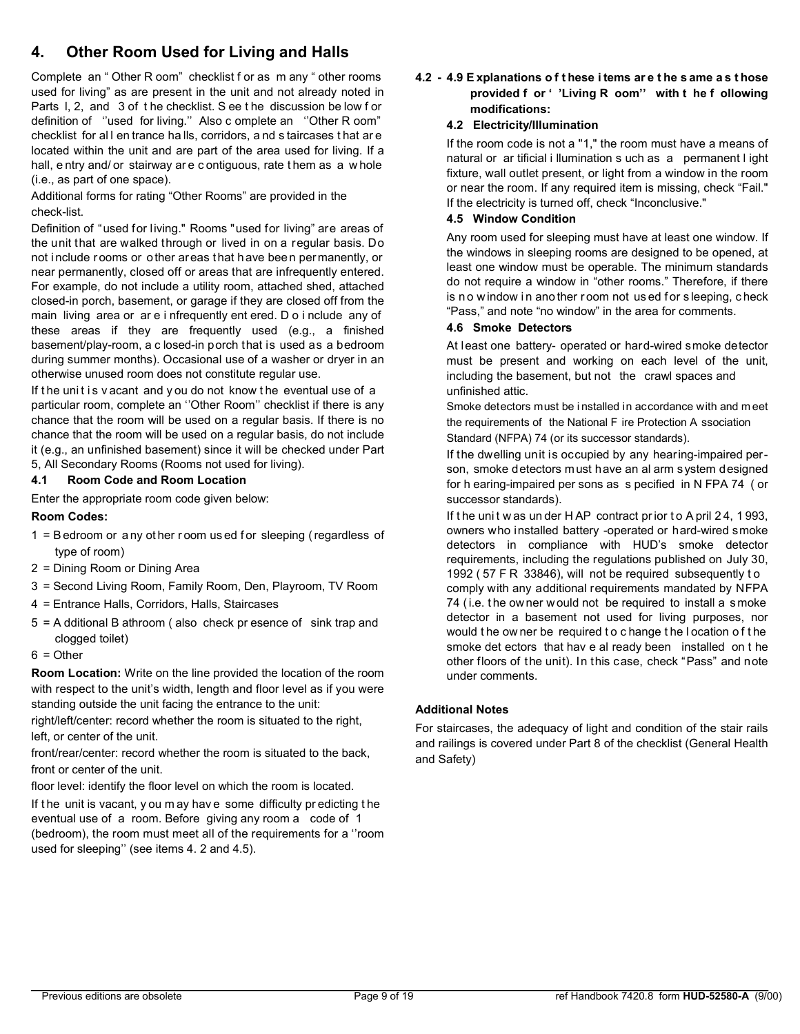## 4. Other Room Used for Living and Halls

Complete an "Other Room" checklist for as many "other rooms used for living" as are present in the unit and not already noted in Parts l, 2, and 3 of the checklist. See the discussion below for definition of ''used for living.'' Also complete an ''Other Room'' checklist for all entrance halls, corridors, and staircases that are located within the unit and are part of the area used for living. If a hall, entry and/or stairway are contiguous, rate them as a whole (i.e., as part of one space).

Additional forms for rating "Other Rooms" are provided in the check-list.

Definition of "used for living." Rooms "used for living" are areas of the unit that are walked through or lived in on a regular basis. Do not include rooms or other areas that have been permanently, or near permanently, closed off or areas that are infrequently entered. For example, do not include a utility room, attached shed, attached closed-in porch, basement, or garage if they are closed off from the main living area or are infrequently entered. Do include any of these areas if they are frequently used (e.g., a finished basement/play-room, a closed-in porch that is used as a bedroom during summer months). Occasional use of a washer or dryer in an otherwise unused room does not constitute regular use.

If the unit is vacant and you do not know the eventual use of a particular room, complete an ''Other Room'' checklist if there is any chance that the room will be used on a regular basis. If there is no chance that the room will be used on a regular basis, do not include it (e.g., an unfinished basement) since it will be checked under Part 5, All Secondary Rooms (Rooms not used for living).

### 4.1 Room Code and Room Location

Enter the appropriate room code given below:

**Room Codes:**

1 = Bedroom or any other room used for sleeping (regardless of type of room)
2 = Dining Room or Dining Area
3 = Second Living Room, Family Room, Den, Playroom, TV Room
4 = Entrance Halls, Corridors, Halls, Staircases
5 = Additional Bathroom (also check presence of sink trap and clogged toilet)
6 = Other

**Room Location:** Write on the line provided the location of the room with respect to the unit's width, length and floor level as if you were standing outside the unit facing the entrance to the unit:

right/left/center: record whether the room is situated to the right, left, or center of the unit.

front/rear/center: record whether the room is situated to the back, front or center of the unit.

floor level: identify the floor level on which the room is located.

If the unit is vacant, you may have some difficulty predicting the eventual use of a room. Before giving any room a code of 1 (bedroom), the room must meet all of the requirements for a ''room used for sleeping'' (see items 4. 2 and 4.5).

### 4.2 - 4.9 Explanations of these items are the same as those provided for ''Living Room'' with the following modifications:

#### 4.2 Electricity/Illumination

If the room code is not a "1," the room must have a means of natural or artificial illumination such as a permanent light fixture, wall outlet present, or light from a window in the room or near the room. If any required item is missing, check "Fail." If the electricity is turned off, check "Inconclusive."

#### 4.5 Window Condition

Any room used for sleeping must have at least one window. If the windows in sleeping rooms are designed to be opened, at least one window must be operable. The minimum standards do not require a window in "other rooms." Therefore, if there is no window in another room not used for sleeping, check "Pass," and note "no window" in the area for comments.

#### 4.6 Smoke Detectors

At least one battery- operated or hard-wired smoke detector must be present and working on each level of the unit, including the basement, but not the crawl spaces and unfinished attic.

Smoke detectors must be installed in accordance with and meet the requirements of the National Fire Protection Association Standard (NFPA) 74 (or its successor standards).

If the dwelling unit is occupied by any hearing-impaired person, smoke detectors must have an alarm system designed for hearing-impaired persons as specified in NFPA 74 (or successor standards).

If the unit was under HAP contract prior to April 24, 1993, owners who installed battery -operated or hard-wired smoke detectors in compliance with HUD's smoke detector requirements, including the regulations published on July 30, 1992 (57 FR 33846), will not be required subsequently to comply with any additional requirements mandated by NFPA 74 (i.e. the owner would not be required to install a smoke detector in a basement not used for living purposes, nor would the owner be required to change the location of the smoke detectors that have already been installed on the other floors of the unit). In this case, check "Pass" and note under comments.

**Additional Notes**

For staircases, the adequacy of light and condition of the stair rails and railings is covered under Part 8 of the checklist (General Health and Safety)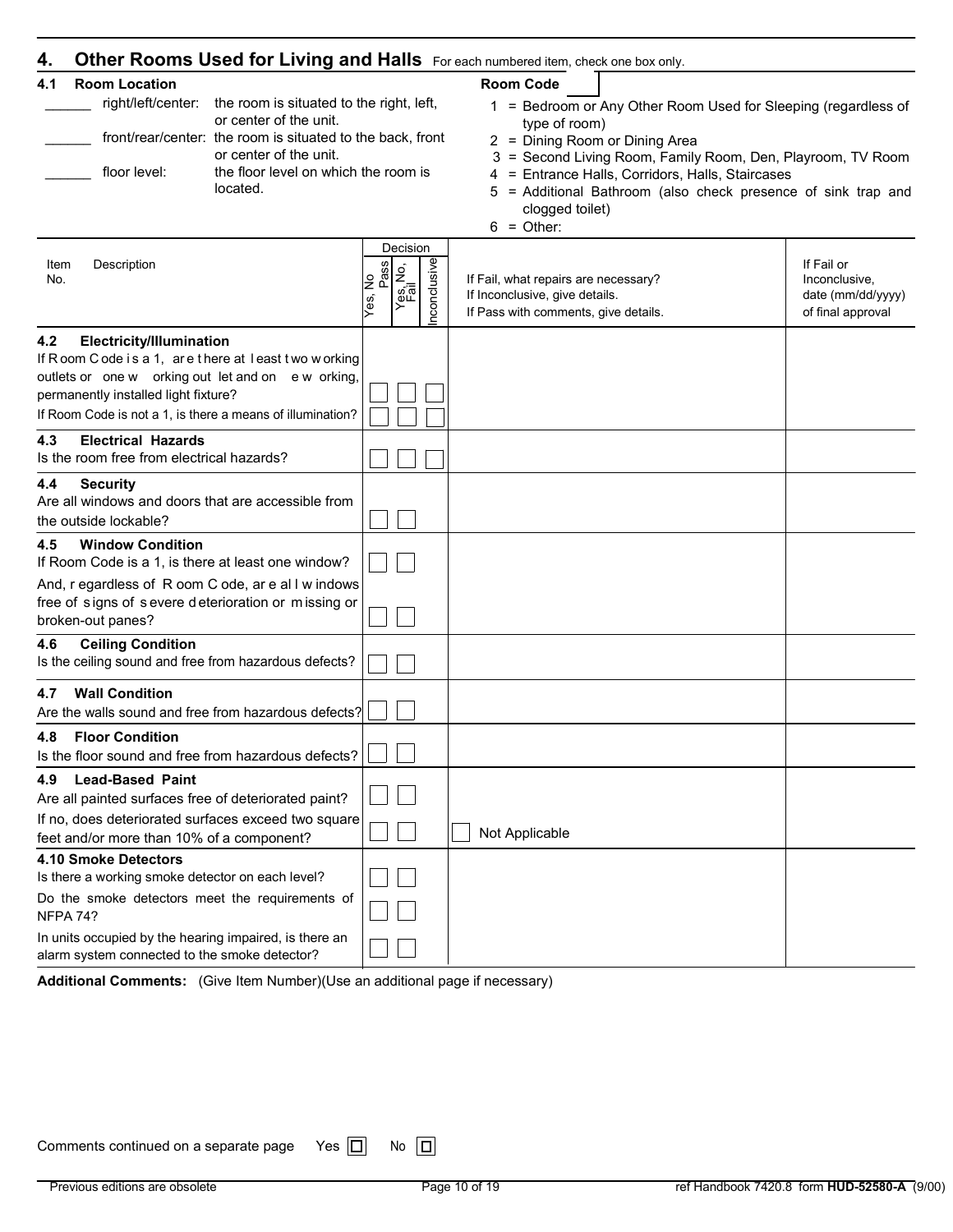## 4. Other Rooms Used for Living and Halls

For each numbered item, check one box only.

**4.1 Room Location**

______ right/left/center: the room is situated to the right, left, or center of the unit.

______ front/rear/center: the room is situated to the back, front or center of the unit.

______ floor level: the floor level on which the room is located.

**Room Code** ____

1 = Bedroom or Any Other Room Used for Sleeping (regardless of type of room)
2 = Dining Room or Dining Area
3 = Second Living Room, Family Room, Den, Playroom, TV Room
4 = Entrance Halls, Corridors, Halls, Staircases
5 = Additional Bathroom (also check presence of sink trap and clogged toilet)
6 = Other:

| Item No. | Description | Decision: Yes, No Pass | Decision: Yes, No, Fail | Decision: Inconclusive | If Fail, what repairs are necessary? If Inconclusive, give details. If Pass with comments, give details. | If Fail or Inconclusive, date (mm/dd/yyyy) of final approval |
|---|---|---|---|---|---|---|
| 4.2 | **Electricity/Illumination** If Room Code is a 1, are there at least two working outlets or one working outlet and one working, permanently installed light fixture? | ☐ | ☐ | ☐ | | |
| | If Room Code is not a 1, is there a means of illumination? | ☐ | ☐ | ☐ | | |
| 4.3 | **Electrical Hazards** Is the room free from electrical hazards? | ☐ | ☐ | ☐ | | |
| 4.4 | **Security** Are all windows and doors that are accessible from the outside lockable? | ☐ | ☐ | | | |
| 4.5 | **Window Condition** If Room Code is a 1, is there at least one window? | ☐ | ☐ | | | |
| | And, regardless of Room Code, are all windows free of signs of severe deterioration or missing or broken-out panes? | ☐ | ☐ | | | |
| 4.6 | **Ceiling Condition** Is the ceiling sound and free from hazardous defects? | ☐ | ☐ | | | |
| 4.7 | **Wall Condition** Are the walls sound and free from hazardous defects? | ☐ | ☐ | | | |
| 4.8 | **Floor Condition** Is the floor sound and free from hazardous defects? | ☐ | ☐ | | | |
| 4.9 | **Lead-Based Paint** Are all painted surfaces free of deteriorated paint? | ☐ | ☐ | | | |
| | If no, does deteriorated surfaces exceed two square feet and/or more than 10% of a component? | ☐ | ☐ | | ☐ Not Applicable | |
| 4.10 | **Smoke Detectors** Is there a working smoke detector on each level? | ☐ | ☐ | | | |
| | Do the smoke detectors meet the requirements of NFPA 74? | ☐ | ☐ | | | |
| | In units occupied by the hearing impaired, is there an alarm system connected to the smoke detector? | ☐ | ☐ | | | |

**Additional Comments:** (Give Item Number)(Use an additional page if necessary)

Comments continued on a separate page Yes ☐ No ☐

Previous editions are obsolete

ref Handbook 7420.8 form **HUD-52580-A** (9/00)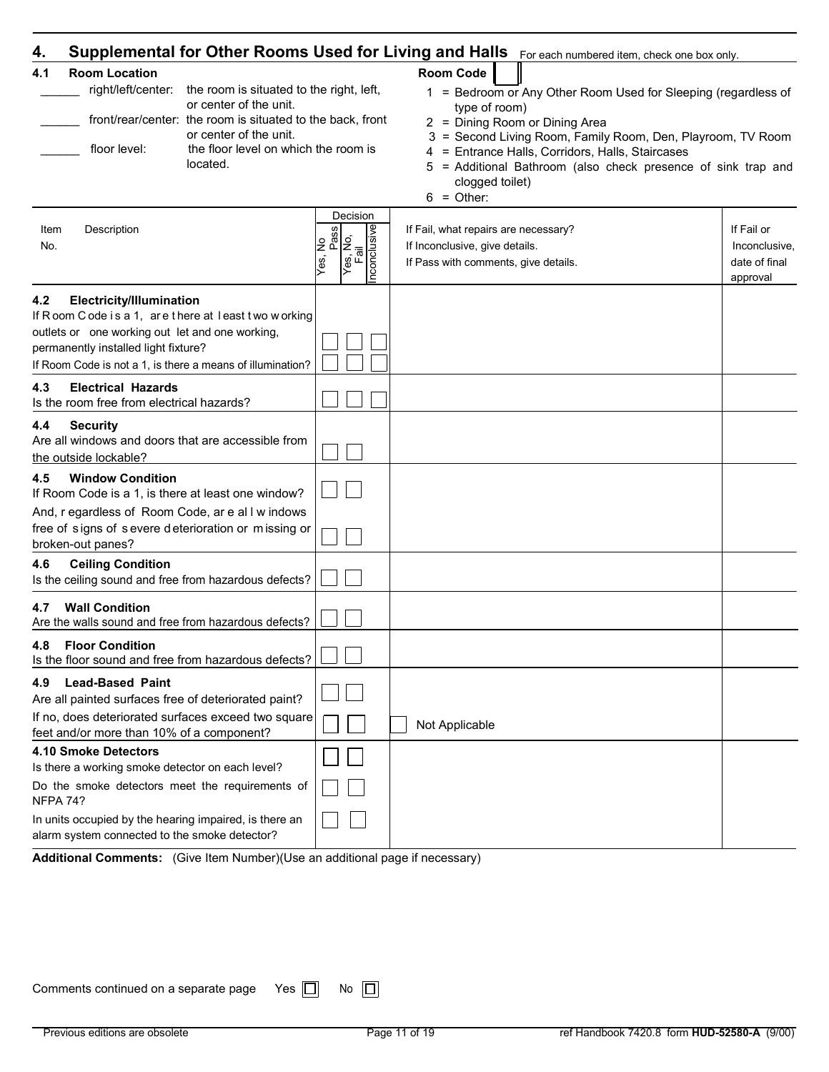## 4. Supplemental for Other Rooms Used for Living and Halls

For each numbered item, check one box only.

**4.1 Room Location**

______ right/left/center: the room is situated to the right, left, or center of the unit.

______ front/rear/center: the room is situated to the back, front or center of the unit.

______ floor level: the floor level on which the room is located.

**Room Code** ☐

1 = Bedroom or Any Other Room Used for Sleeping (regardless of type of room)
2 = Dining Room or Dining Area
3 = Second Living Room, Family Room, Den, Playroom, TV Room
4 = Entrance Halls, Corridors, Halls, Staircases
5 = Additional Bathroom (also check presence of sink trap and clogged toilet)
6 = Other:

| Item No. | Description | Yes, No Pass | Yes, No, Fail | Inconclusive | If Fail, what repairs are necessary? If Inconclusive, give details. If Pass with comments, give details. | If Fail or Inconclusive, date of final approval |
|---|---|---|---|---|---|---|
| 4.2 | **Electricity/Illumination** If Room Code is a 1, are there at least two working outlets or one working outlet and one working, permanently installed light fixture? | ☐ | ☐ | ☐ | | |
| | If Room Code is not a 1, is there a means of illumination? | ☐ | ☐ | ☐ | | |
| 4.3 | **Electrical Hazards** Is the room free from electrical hazards? | ☐ | ☐ | ☐ | | |
| 4.4 | **Security** Are all windows and doors that are accessible from the outside lockable? | ☐ | ☐ | | | |
| 4.5 | **Window Condition** If Room Code is a 1, is there at least one window? | ☐ | ☐ | | | |
| | And, regardless of Room Code, are all windows free of signs of severe deterioration or missing or broken-out panes? | ☐ | ☐ | | | |
| 4.6 | **Ceiling Condition** Is the ceiling sound and free from hazardous defects? | ☐ | ☐ | | | |
| 4.7 | **Wall Condition** Are the walls sound and free from hazardous defects? | ☐ | ☐ | | | |
| 4.8 | **Floor Condition** Is the floor sound and free from hazardous defects? | ☐ | ☐ | | | |
| 4.9 | **Lead-Based Paint** Are all painted surfaces free of deteriorated paint? | ☐ | ☐ | | | |
| | If no, does deteriorated surfaces exceed two square feet and/or more than 10% of a component? | ☐ | ☐ | | ☐ Not Applicable | |
| 4.10 | **Smoke Detectors** Is there a working smoke detector on each level? | ☐ | ☐ | | | |
| | Do the smoke detectors meet the requirements of NFPA 74? | ☐ | ☐ | | | |
| | In units occupied by the hearing impaired, is there an alarm system connected to the smoke detector? | ☐ | ☐ | | | |

**Additional Comments:** (Give Item Number)(Use an additional page if necessary)

Comments continued on a separate page Yes ☐ No ☐

Previous editions are obsolete

ref Handbook 7420.8 form **HUD-52580-A** (9/00)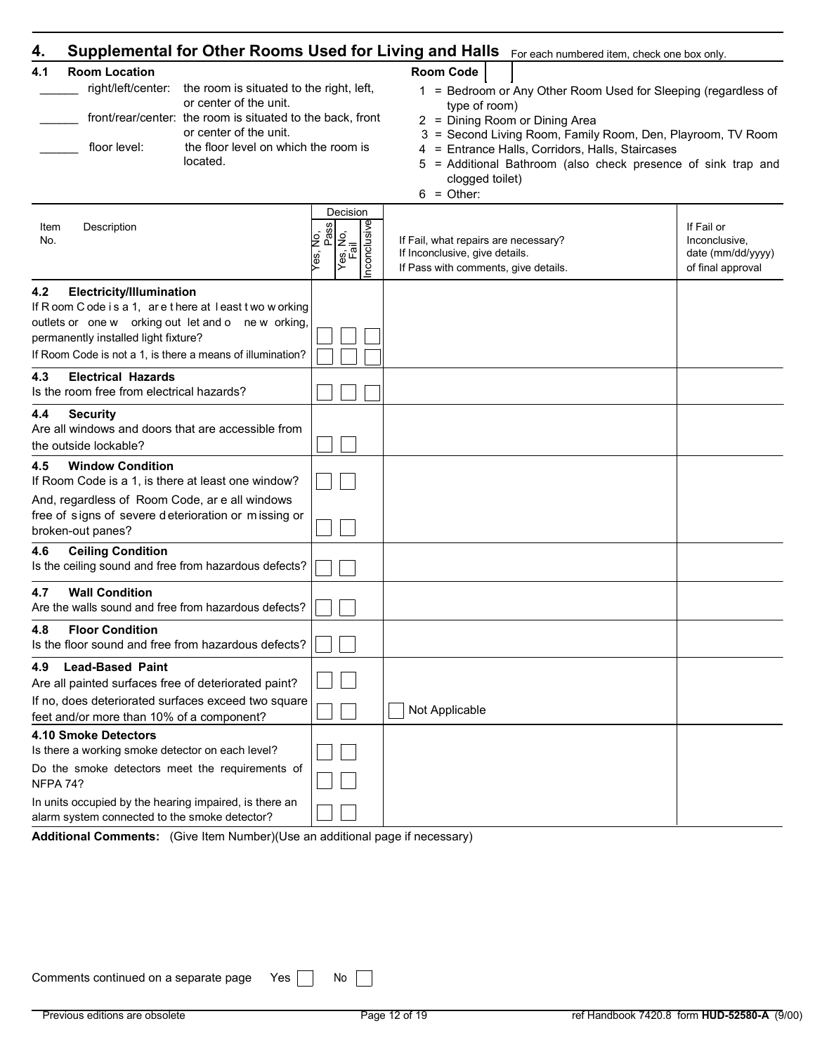## 4. Supplemental for Other Rooms Used for Living and Halls

For each numbered item, check one box only.

### 4.1 Room Location

______ right/left/center: the room is situated to the right, left, or center of the unit.

______ front/rear/center: the room is situated to the back, front or center of the unit.

______ floor level: the floor level on which the room is located.

**Room Code** [ ]

1 = Bedroom or Any Other Room Used for Sleeping (regardless of type of room)
2 = Dining Room or Dining Area
3 = Second Living Room, Family Room, Den, Playroom, TV Room
4 = Entrance Halls, Corridors, Halls, Staircases
5 = Additional Bathroom (also check presence of sink trap and clogged toilet)
6 = Other:

| Item No. | Description | Decision: Yes, No, Pass | Decision: Yes, No, Fail | Decision: Inconclusive | If Fail, what repairs are necessary? If Inconclusive, give details. If Pass with comments, give details. | If Fail or Inconclusive, date (mm/dd/yyyy) of final approval |
|---|---|---|---|---|---|---|
| **4.2** | **Electricity/Illumination** If Room Code is a 1, are there at least two working outlets or one working outlet and one working, permanently installed light fixture? | ☐ | ☐ | ☐ | | |
| | If Room Code is not a 1, is there a means of illumination? | ☐ | ☐ | ☐ | | |
| **4.3** | **Electrical Hazards** Is the room free from electrical hazards? | ☐ | ☐ | ☐ | | |
| **4.4** | **Security** Are all windows and doors that are accessible from the outside lockable? | ☐ | ☐ | | | |
| **4.5** | **Window Condition** If Room Code is a 1, is there at least one window? | ☐ | ☐ | | | |
| | And, regardless of Room Code, are all windows free of signs of severe deterioration or missing or broken-out panes? | ☐ | ☐ | | | |
| **4.6** | **Ceiling Condition** Is the ceiling sound and free from hazardous defects? | ☐ | ☐ | | | |
| **4.7** | **Wall Condition** Are the walls sound and free from hazardous defects? | ☐ | ☐ | | | |
| **4.8** | **Floor Condition** Is the floor sound and free from hazardous defects? | ☐ | ☐ | | | |
| **4.9** | **Lead-Based Paint** Are all painted surfaces free of deteriorated paint? | ☐ | ☐ | | | |
| | If no, does deteriorated surfaces exceed two square feet and/or more than 10% of a component? | ☐ | ☐ | | ☐ Not Applicable | |
| **4.10** | **Smoke Detectors** Is there a working smoke detector on each level? | ☐ | ☐ | | | |
| | Do the smoke detectors meet the requirements of NFPA 74? | ☐ | ☐ | | | |
| | In units occupied by the hearing impaired, is there an alarm system connected to the smoke detector? | ☐ | ☐ | | | |

**Additional Comments:** (Give Item Number)(Use an additional page if necessary)

Comments continued on a separate page Yes ☐ No ☐

Previous editions are obsolete

ref Handbook 7420.8 form **HUD-52580-A** (9/00)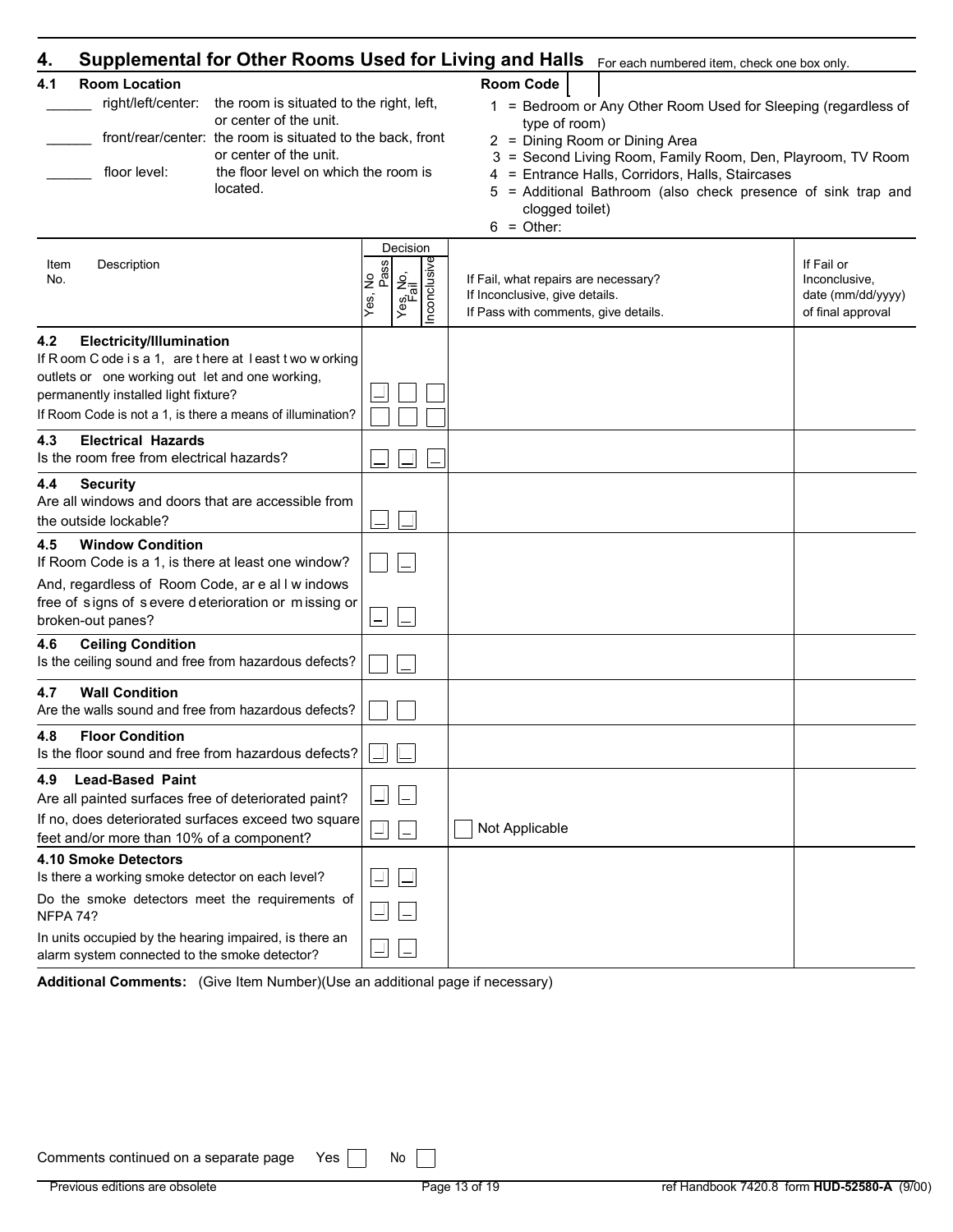## 4. Supplemental for Other Rooms Used for Living and Halls

For each numbered item, check one box only.

**4.1 Room Location**

______ right/left/center: the room is situated to the right, left, or center of the unit.

______ front/rear/center: the room is situated to the back, front or center of the unit.

______ floor level: the floor level on which the room is located.

**Room Code** [ ]

1 = Bedroom or Any Other Room Used for Sleeping (regardless of type of room)
2 = Dining Room or Dining Area
3 = Second Living Room, Family Room, Den, Playroom, TV Room
4 = Entrance Halls, Corridors, Halls, Staircases
5 = Additional Bathroom (also check presence of sink trap and clogged toilet)
6 = Other:

| Item No. | Description | Decision: Yes, No Pass | Decision: Yes, No, Fail | Decision: Inconclusive | If Fail, what repairs are necessary? If Inconclusive, give details. If Pass with comments, give details. | If Fail or Inconclusive, date (mm/dd/yyyy) of final approval |
|---|---|---|---|---|---|---|
| **4.2** | **Electricity/Illumination** If Room Code is a 1, are there at least two working outlets or one working outlet and one working, permanently installed light fixture? | ☐ | ☐ | ☐ | | |
| | If Room Code is not a 1, is there a means of illumination? | ☐ | ☐ | ☐ | | |
| **4.3** | **Electrical Hazards** Is the room free from electrical hazards? | ☐ | ☐ | ☐ | | |
| **4.4** | **Security** Are all windows and doors that are accessible from the outside lockable? | ☐ | ☐ | | | |
| **4.5** | **Window Condition** If Room Code is a 1, is there at least one window? | ☐ | ☐ | | | |
| | And, regardless of Room Code, are all windows free of signs of severe deterioration or missing or broken-out panes? | ☐ | ☐ | | | |
| **4.6** | **Ceiling Condition** Is the ceiling sound and free from hazardous defects? | ☐ | ☐ | | | |
| **4.7** | **Wall Condition** Are the walls sound and free from hazardous defects? | ☐ | ☐ | | | |
| **4.8** | **Floor Condition** Is the floor sound and free from hazardous defects? | ☐ | ☐ | | | |
| **4.9** | **Lead-Based Paint** Are all painted surfaces free of deteriorated paint? | ☐ | ☐ | | | |
| | If no, does deteriorated surfaces exceed two square feet and/or more than 10% of a component? | ☐ | ☐ | | ☐ Not Applicable | |
| **4.10** | **Smoke Detectors** Is there a working smoke detector on each level? | ☐ | ☐ | | | |
| | Do the smoke detectors meet the requirements of NFPA 74? | ☐ | ☐ | | | |
| | In units occupied by the hearing impaired, is there an alarm system connected to the smoke detector? | ☐ | ☐ | | | |

**Additional Comments:** (Give Item Number)(Use an additional page if necessary)

Comments continued on a separate page Yes ☐ No ☐

Previous editions are obsolete

ref Handbook 7420.8 form **HUD-52580-A** (9/00)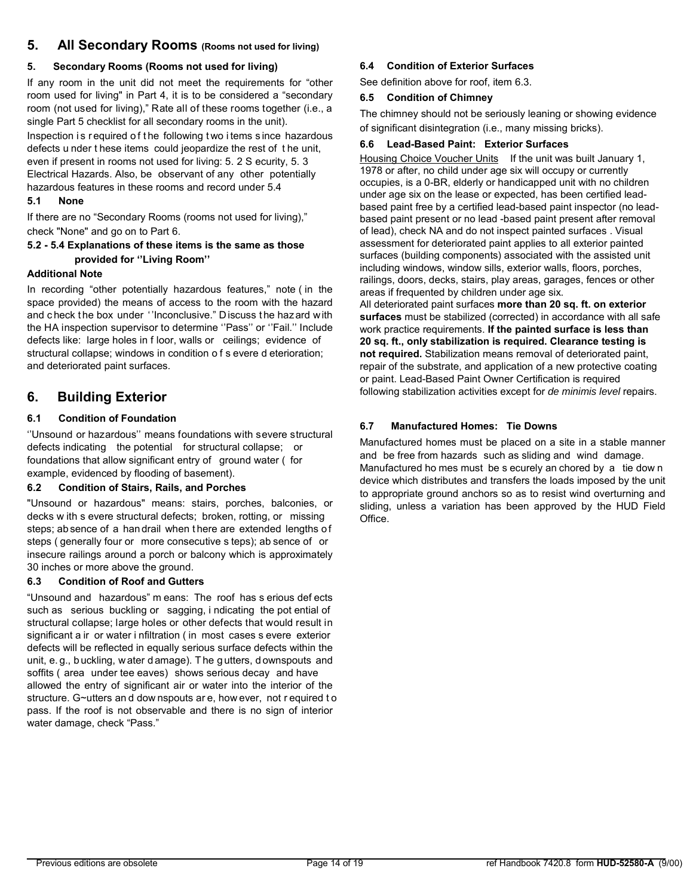## 5. All Secondary Rooms (Rooms not used for living)

### 5. Secondary Rooms (Rooms not used for living)

If any room in the unit did not meet the requirements for "other room used for living" in Part 4, it is to be considered a "secondary room (not used for living)," Rate all of these rooms together (i.e., a single Part 5 checklist for all secondary rooms in the unit).

Inspection is required of the following two items since hazardous defects under these items could jeopardize the rest of the unit, even if present in rooms not used for living: 5. 2 Security, 5. 3 Electrical Hazards. Also, be observant of any other potentially hazardous features in these rooms and record under 5.4

### 5.1 None

If there are no "Secondary Rooms (rooms not used for living)," check "None" and go on to Part 6.

### 5.2 - 5.4 Explanations of these items is the same as those provided for ''Living Room''

**Additional Note**

In recording "other potentially hazardous features," note (in the space provided) the means of access to the room with the hazard and check the box under ''Inconclusive." Discuss the hazard with the HA inspection supervisor to determine ''Pass'' or ''Fail.'' Include defects like: large holes in floor, walls or ceilings; evidence of structural collapse; windows in condition of severe deterioration; and deteriorated paint surfaces.

## 6. Building Exterior

### 6.1 Condition of Foundation

''Unsound or hazardous'' means foundations with severe structural defects indicating the potential for structural collapse; or foundations that allow significant entry of ground water (for example, evidenced by flooding of basement).

### 6.2 Condition of Stairs, Rails, and Porches

"Unsound or hazardous" means: stairs, porches, balconies, or decks with severe structural defects; broken, rotting, or missing steps; absence of a handrail when there are extended lengths of steps (generally four or more consecutive steps); absence of or insecure railings around a porch or balcony which is approximately 30 inches or more above the ground.

### 6.3 Condition of Roof and Gutters

"Unsound and hazardous" means: The roof has serious defects such as serious buckling or sagging, indicating the potential of structural collapse; large holes or other defects that would result in significant air or water infiltration (in most cases severe exterior defects will be reflected in equally serious surface defects within the unit, e.g., buckling, water damage). The gutters, downspouts and soffits (area under tee eaves) shows serious decay and have allowed the entry of significant air or water into the interior of the structure. G~utters and downspouts are, however, not required to pass. If the roof is not observable and there is no sign of interior water damage, check "Pass."

### 6.4 Condition of Exterior Surfaces

See definition above for roof, item 6.3.

### 6.5 Condition of Chimney

The chimney should not be seriously leaning or showing evidence of significant disintegration (i.e., many missing bricks).

### 6.6 Lead-Based Paint: Exterior Surfaces

Housing Choice Voucher Units If the unit was built January 1, 1978 or after, no child under age six will occupy or currently occupies, is a 0-BR, elderly or handicapped unit with no children under age six on the lease or expected, has been certified lead-based paint free by a certified lead-based paint inspector (no lead-based paint present or no lead -based paint present after removal of lead), check NA and do not inspect painted surfaces . Visual assessment for deteriorated paint applies to all exterior painted surfaces (building components) associated with the assisted unit including windows, window sills, exterior walls, floors, porches, railings, doors, decks, stairs, play areas, garages, fences or other areas if frequented by children under age six.

All deteriorated paint surfaces **more than 20 sq. ft. on exterior surfaces** must be stabilized (corrected) in accordance with all safe work practice requirements. **If the painted surface is less than 20 sq. ft., only stabilization is required. Clearance testing is not required.** Stabilization means removal of deteriorated paint, repair of the substrate, and application of a new protective coating or paint. Lead-Based Paint Owner Certification is required following stabilization activities except for *de minimis level* repairs.

### 6.7 Manufactured Homes: Tie Downs

Manufactured homes must be placed on a site in a stable manner and be free from hazards such as sliding and wind damage. Manufactured homes must be securely anchored by a tie down device which distributes and transfers the loads imposed by the unit to appropriate ground anchors so as to resist wind overturning and sliding, unless a variation has been approved by the HUD Field Office.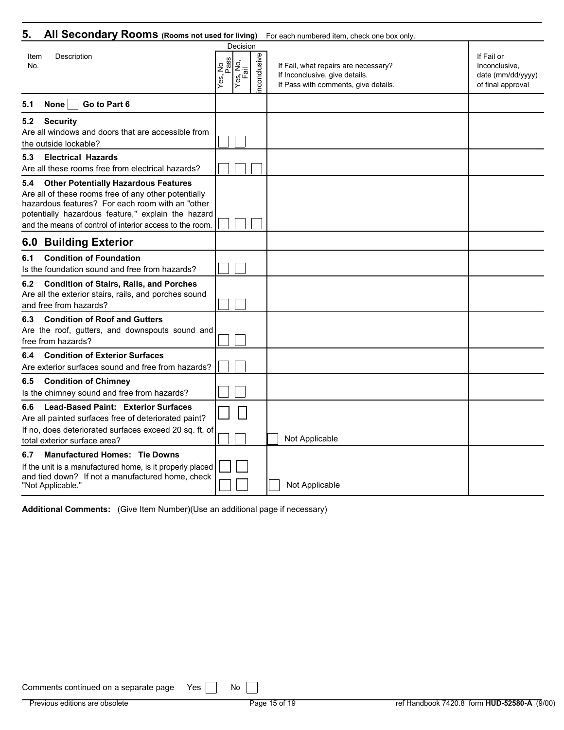## 5. All Secondary Rooms (Rooms not used for living)

For each numbered item, check one box only.

| Item No. | Description | Decision: Yes, No Pass | Decision: Yes, No, Fail | Decision: Inconclusive | If Fail, what repairs are necessary? If Inconclusive, give details. If Pass with comments, give details. | If Fail or Inconclusive, date (mm/dd/yyyy) of final approval |
|---|---|---|---|---|---|---|
| 5.1 | **None** ☐ **Go to Part 6** | | | | | |
| 5.2 | **Security** Are all windows and doors that are accessible from the outside lockable? | ☐ | ☐ | | | |
| 5.3 | **Electrical Hazards** Are all these rooms free from electrical hazards? | ☐ | ☐ | ☐ | | |
| 5.4 | **Other Potentially Hazardous Features** Are all of these rooms free of any other potentially hazardous features? For each room with an "other potentially hazardous feature," explain the hazard and the means of control of interior access to the room. | ☐ | ☐ | ☐ | | |
| **6.0** | **Building Exterior** | | | | | |
| 6.1 | **Condition of Foundation** Is the foundation sound and free from hazards? | ☐ | ☐ | | | |
| 6.2 | **Condition of Stairs, Rails, and Porches** Are all the exterior stairs, rails, and porches sound and free from hazards? | ☐ | ☐ | | | |
| 6.3 | **Condition of Roof and Gutters** Are the roof, gutters, and downspouts sound and free from hazards? | ☐ | ☐ | | | |
| 6.4 | **Condition of Exterior Surfaces** Are exterior surfaces sound and free from hazards? | ☐ | ☐ | | | |
| 6.5 | **Condition of Chimney** Is the chimney sound and free from hazards? | ☐ | ☐ | | | |
| 6.6 | **Lead-Based Paint: Exterior Surfaces** Are all painted surfaces free of deteriorated paint? | ☐ | ☐ | | | |
| | If no, does deteriorated surfaces exceed 20 sq. ft. of total exterior surface area? | ☐ | ☐ | | ☐ Not Applicable | |
| 6.7 | **Manufactured Homes: Tie Downs** If the unit is a manufactured home, is it properly placed | ☐ | ☐ | | | |
| | and tied down? If not a manufactured home, check "Not Applicable." | ☐ | ☐ | | ☐ Not Applicable | |

**Additional Comments:** (Give Item Number)(Use an additional page if necessary)

Comments continued on a separate page Yes ☐ No ☐

Previous editions are obsolete ref Handbook 7420.8 form **HUD-52580-A** (9/00)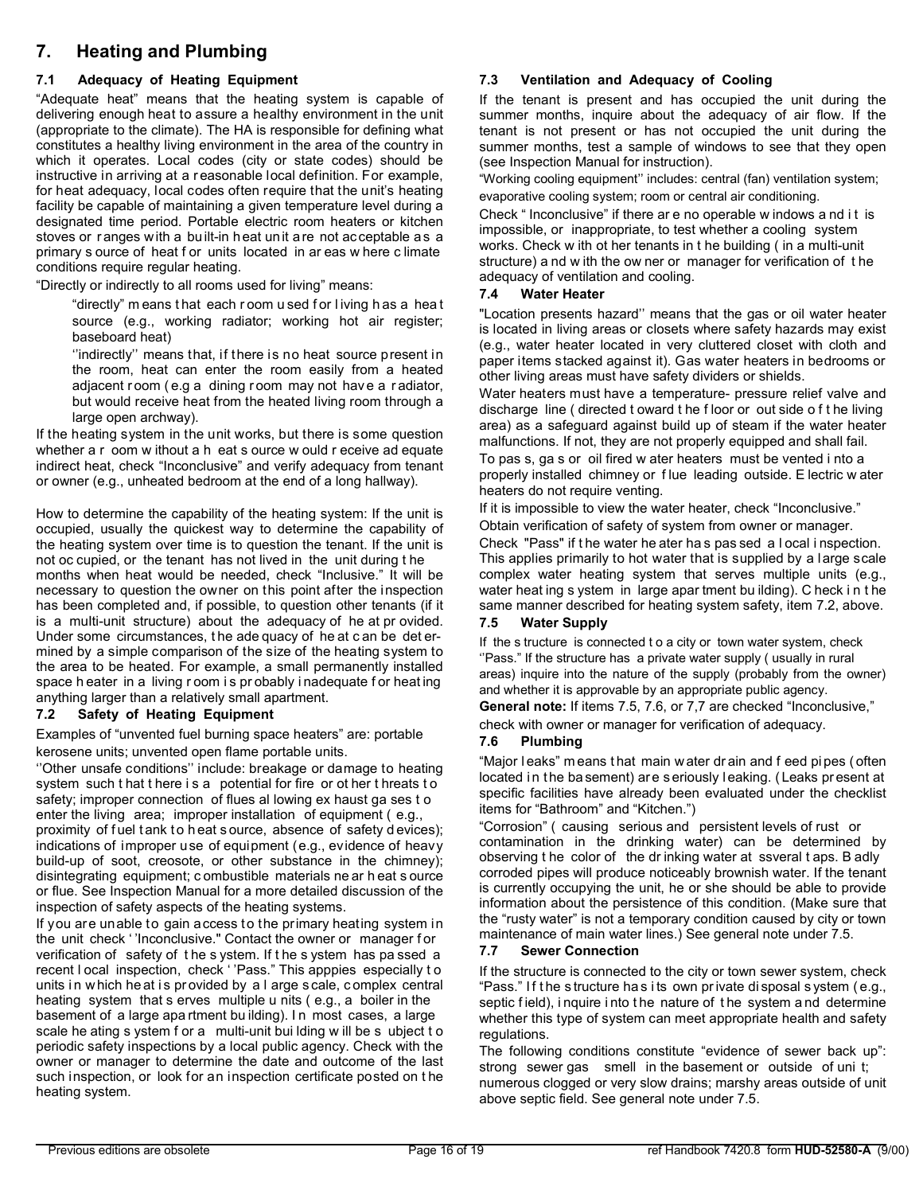# 7. Heating and Plumbing

### 7.1 Adequacy of Heating Equipment

"Adequate heat" means that the heating system is capable of delivering enough heat to assure a healthy environment in the unit (appropriate to the climate). The HA is responsible for defining what constitutes a healthy living environment in the area of the country in which it operates. Local codes (city or state codes) should be instructive in arriving at a reasonable local definition. For example, for heat adequacy, local codes often require that the unit's heating facility be capable of maintaining a given temperature level during a designated time period. Portable electric room heaters or kitchen stoves or ranges with a built-in heat unit are not acceptable as a primary source of heat for units located in areas where climate conditions require regular heating.

"Directly or indirectly to all rooms used for living" means:

> "directly" means that each room used for living has a heat source (e.g., working radiator; working hot air register; baseboard heat)
>
> ''indirectly'' means that, if there is no heat source present in the room, heat can enter the room easily from a heated adjacent room (e.g a dining room may not have a radiator, but would receive heat from the heated living room through a large open archway).

If the heating system in the unit works, but there is some question whether a room without a heat source would receive adequate indirect heat, check "Inconclusive" and verify adequacy from tenant or owner (e.g., unheated bedroom at the end of a long hallway).

How to determine the capability of the heating system: If the unit is occupied, usually the quickest way to determine the capability of the heating system over time is to question the tenant. If the unit is not occupied, or the tenant has not lived in the unit during the months when heat would be needed, check "Inclusive." It will be necessary to question the owner on this point after the inspection has been completed and, if possible, to question other tenants (if it is a multi-unit structure) about the adequacy of heat provided. Under some circumstances, the adequacy of heat can be determined by a simple comparison of the size of the heating system to the area to be heated. For example, a small permanently installed space heater in a living room is probably inadequate for heating anything larger than a relatively small apartment.

### 7.2 Safety of Heating Equipment

Examples of "unvented fuel burning space heaters" are: portable kerosene units; unvented open flame portable units.

''Other unsafe conditions'' include: breakage or damage to heating system such that there is a potential for fire or other threats to safety; improper connection of flues allowing exhaust gases to enter the living area; improper installation of equipment (e.g., proximity of fuel tank to heat source, absence of safety devices); indications of improper use of equipment (e.g., evidence of heavy build-up of soot, creosote, or other substance in the chimney); disintegrating equipment; combustible materials near heat source or flue. See Inspection Manual for a more detailed discussion of the inspection of safety aspects of the heating systems.

If you are unable to gain access to the primary heating system in the unit check ''Inconclusive." Contact the owner or manager for verification of safety of the system. If the system has passed a recent local inspection, check ''Pass." This apppies especially to units in which heat is provided by a large scale, complex central heating system that serves multiple units (e.g., a boiler in the basement of a large apartment building). In most cases, a large scale heating system for a multi-unit building will be subject to periodic safety inspections by a local public agency. Check with the owner or manager to determine the date and outcome of the last such inspection, or look for an inspection certificate posted on the heating system.

### 7.3 Ventilation and Adequacy of Cooling

If the tenant is present and has occupied the unit during the summer months, inquire about the adequacy of air flow. If the tenant is not present or has not occupied the unit during the summer months, test a sample of windows to see that they open (see Inspection Manual for instruction).

"Working cooling equipment'' includes: central (fan) ventilation system; evaporative cooling system; room or central air conditioning.

Check " Inconclusive" if there are no operable windows and it is impossible, or inappropriate, to test whether a cooling system works. Check with other tenants in the building (in a multi-unit structure) and with the owner or manager for verification of the adequacy of ventilation and cooling.

### 7.4 Water Heater

"Location presents hazard'' means that the gas or oil water heater is located in living areas or closets where safety hazards may exist (e.g., water heater located in very cluttered closet with cloth and paper items stacked against it). Gas water heaters in bedrooms or other living areas must have safety dividers or shields.

Water heaters must have a temperature- pressure relief valve and discharge line (directed toward the floor or outside of the living area) as a safeguard against build up of steam if the water heater malfunctions. If not, they are not properly equipped and shall fail.

To pass, gas or oil fired water heaters must be vented into a properly installed chimney or flue leading outside. Electric water heaters do not require venting.

If it is impossible to view the water heater, check "Inconclusive." Obtain verification of safety of system from owner or manager.

Check "Pass" if the water heater has passed a local inspection. This applies primarily to hot water that is supplied by a large scale complex water heating system that serves multiple units (e.g., water heating system in large apartment building). Check in the same manner described for heating system safety, item 7.2, above.

### 7.5 Water Supply

If the structure is connected to a city or town water system, check ''Pass." If the structure has a private water supply (usually in rural areas) inquire into the nature of the supply (probably from the owner) and whether it is approvable by an appropriate public agency.

**General note:** If items 7.5, 7.6, or 7,7 are checked "Inconclusive," check with owner or manager for verification of adequacy.

### 7.6 Plumbing

"Major leaks" means that main water drain and feed pipes (often located in the basement) are seriously leaking. (Leaks present at specific facilities have already been evaluated under the checklist items for "Bathroom" and "Kitchen.")

"Corrosion" (causing serious and persistent levels of rust or contamination in the drinking water) can be determined by observing the color of the drinking water at ssveral taps. Badly corroded pipes will produce noticeably brownish water. If the tenant is currently occupying the unit, he or she should be able to provide information about the persistence of this condition. (Make sure that the "rusty water" is not a temporary condition caused by city or town maintenance of main water lines.) See general note under 7.5.

### 7.7 Sewer Connection

If the structure is connected to the city or town sewer system, check "Pass." If the structure has its own private disposal system (e.g., septic field), inquire into the nature of the system and determine whether this type of system can meet appropriate health and safety regulations.

The following conditions constitute "evidence of sewer back up": strong sewer gas smell in the basement or outside of unit; numerous clogged or very slow drains; marshy areas outside of unit above septic field. See general note under 7.5.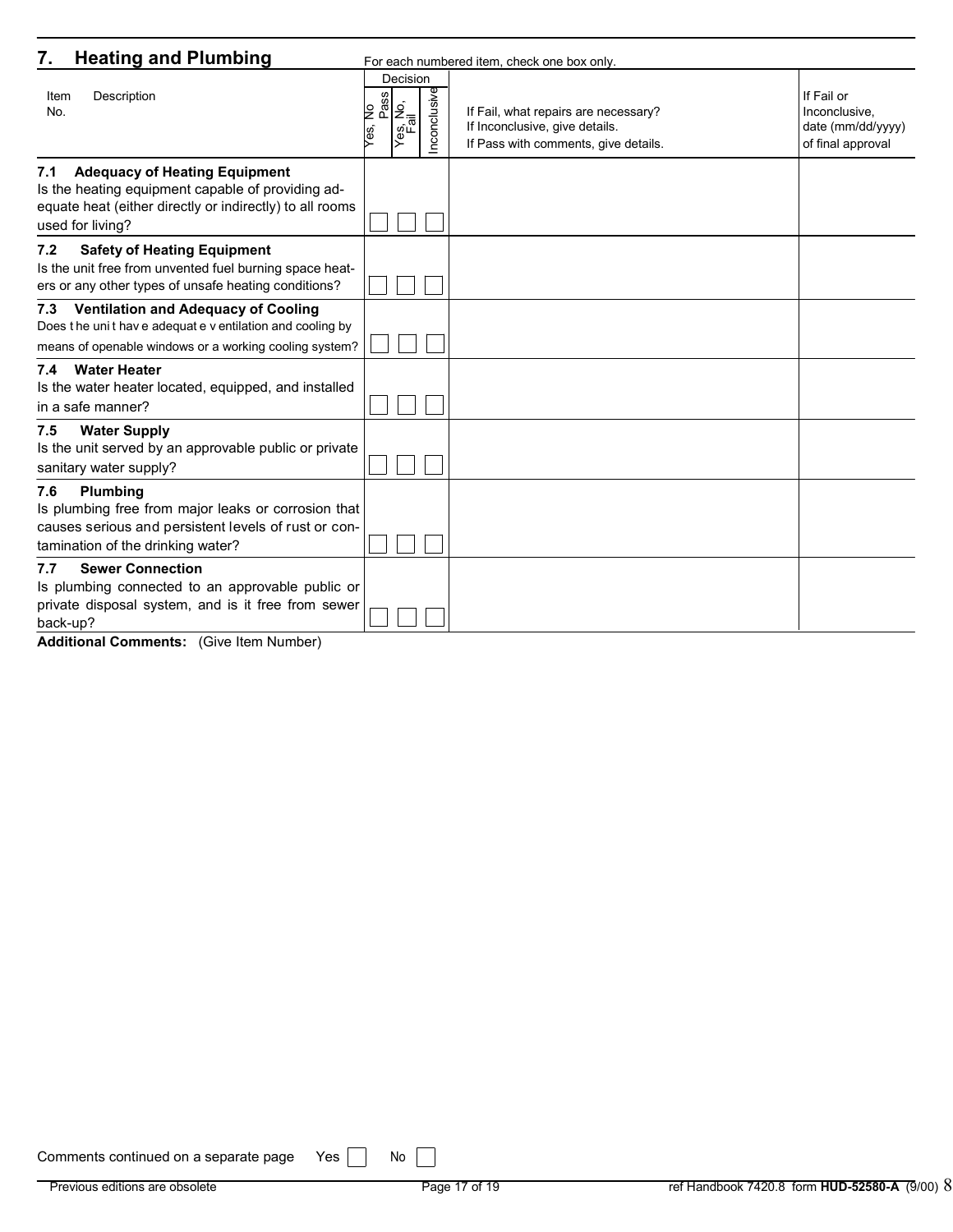## 7. Heating and Plumbing

For each numbered item, check one box only.

| Item No. | Description | Decision: Yes, No Pass | Decision: Yes, No, Fail | Decision: Inconclusive | If Fail, what repairs are necessary? If Inconclusive, give details. If Pass with comments, give details. | If Fail or Inconclusive, date (mm/dd/yyyy) of final approval |
|---|---|---|---|---|---|---|
| 7.1 | **Adequacy of Heating Equipment** Is the heating equipment capable of providing adequate heat (either directly or indirectly) to all rooms used for living? | ☐ | ☐ | ☐ | | |
| 7.2 | **Safety of Heating Equipment** Is the unit free from unvented fuel burning space heaters or any other types of unsafe heating conditions? | ☐ | ☐ | ☐ | | |
| 7.3 | **Ventilation and Adequacy of Cooling** Does the unit have adequate ventilation and cooling by means of openable windows or a working cooling system? | ☐ | ☐ | ☐ | | |
| 7.4 | **Water Heater** Is the water heater located, equipped, and installed in a safe manner? | ☐ | ☐ | ☐ | | |
| 7.5 | **Water Supply** Is the unit served by an approvable public or private sanitary water supply? | ☐ | ☐ | ☐ | | |
| 7.6 | **Plumbing** Is plumbing free from major leaks or corrosion that causes serious and persistent levels of rust or contamination of the drinking water? | ☐ | ☐ | ☐ | | |
| 7.7 | **Sewer Connection** Is plumbing connected to an approvable public or private disposal system, and is it free from sewer back-up? | ☐ | ☐ | ☐ | | |

**Additional Comments:** (Give Item Number)

Comments continued on a separate page Yes ☐ No ☐

Previous editions are obsolete

ref Handbook 7420.8 form **HUD-52580-A** (9/00)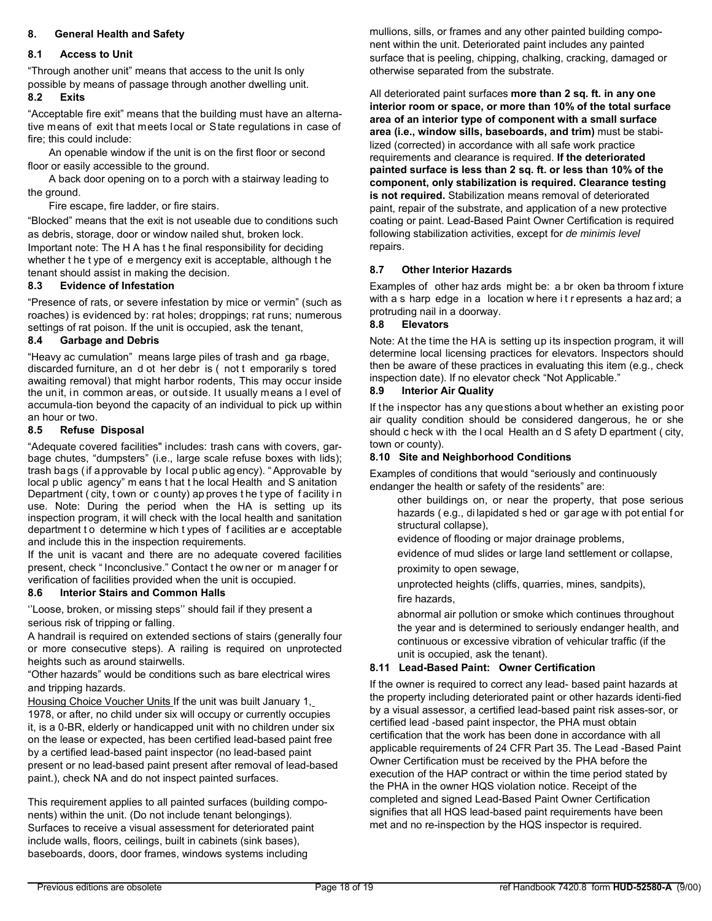## 8. General Health and Safety

### 8.1 Access to Unit

"Through another unit" means that access to the unit Is only possible by means of passage through another dwelling unit.

### 8.2 Exits

"Acceptable fire exit" means that the building must have an alternative means of exit that meets local or State regulations in case of fire; this could include:

An openable window if the unit is on the first floor or second floor or easily accessible to the ground.

A back door opening on to a porch with a stairway leading to the ground.

Fire escape, fire ladder, or fire stairs.

"Blocked" means that the exit is not useable due to conditions such as debris, storage, door or window nailed shut, broken lock.

Important note: The HA has the final responsibility for deciding whether the type of emergency exit is acceptable, although the tenant should assist in making the decision.

### 8.3 Evidence of Infestation

"Presence of rats, or severe infestation by mice or vermin" (such as roaches) is evidenced by: rat holes; droppings; rat runs; numerous settings of rat poison. If the unit is occupied, ask the tenant,

### 8.4 Garbage and Debris

"Heavy accumulation" means large piles of trash and garbage, discarded furniture, and other debris (not temporarily stored awaiting removal) that might harbor rodents, This may occur inside the unit, in common areas, or outside. It usually means a level of accumula-tion beyond the capacity of an individual to pick up within an hour or two.

### 8.5 Refuse Disposal

"Adequate covered facilities" includes: trash cans with covers, garbage chutes, "dumpsters" (i.e., large scale refuse boxes with lids); trash bags (if approvable by local public agency). "Approvable by local public agency" means that the local Health and Sanitation Department (city, town or county) approves the type of facility in use. Note: During the period when the HA is setting up its inspection program, it will check with the local health and sanitation department to determine which types of facilities are acceptable and include this in the inspection requirements.

If the unit is vacant and there are no adequate covered facilities present, check "Inconclusive." Contact the owner or manager for verification of facilities provided when the unit is occupied.

### 8.6 Interior Stairs and Common Halls

''Loose, broken, or missing steps'' should fail if they present a serious risk of tripping or falling.

A handrail is required on extended sections of stairs (generally four or more consecutive steps). A railing is required on unprotected heights such as around stairwells.

"Other hazards" would be conditions such as bare electrical wires and tripping hazards.

Housing Choice Voucher Units If the unit was built January 1, 1978, or after, no child under six will occupy or currently occupies it, is a 0-BR, elderly or handicapped unit with no children under six on the lease or expected, has been certified lead-based paint free by a certified lead-based paint inspector (no lead-based paint present or no lead-based paint present after removal of lead-based paint.), check NA and do not inspect painted surfaces.

This requirement applies to all painted surfaces (building components) within the unit. (Do not include tenant belongings). Surfaces to receive a visual assessment for deteriorated paint include walls, floors, ceilings, built in cabinets (sink bases), baseboards, doors, door frames, windows systems including mullions, sills, or frames and any other painted building component within the unit. Deteriorated paint includes any painted surface that is peeling, chipping, chalking, cracking, damaged or otherwise separated from the substrate.

All deteriorated paint surfaces **more than 2 sq. ft. in any one interior room or space, or more than 10% of the total surface area of an interior type of component with a small surface area (i.e., window sills, baseboards, and trim)** must be stabilized (corrected) in accordance with all safe work practice requirements and clearance is required. **If the deteriorated painted surface is less than 2 sq. ft. or less than 10% of the component, only stabilization is required. Clearance testing is not required.** Stabilization means removal of deteriorated paint, repair of the substrate, and application of a new protective coating or paint. Lead-Based Paint Owner Certification is required following stabilization activities, except for *de minimis level* repairs.

### 8.7 Other Interior Hazards

Examples of other hazards might be: a broken bathroom fixture with a sharp edge in a location where it represents a hazard; a protruding nail in a doorway.

### 8.8 Elevators

Note: At the time the HA is setting up its inspection program, it will determine local licensing practices for elevators. Inspectors should then be aware of these practices in evaluating this item (e.g., check inspection date). If no elevator check "Not Applicable."

### 8.9 Interior Air Quality

If the inspector has any questions about whether an existing poor air quality condition should be considered dangerous, he or she should check with the local Health and Safety Department (city, town or county).

### 8.10 Site and Neighborhood Conditions

Examples of conditions that would "seriously and continuously endanger the health or safety of the residents" are:

- other buildings on, or near the property, that pose serious hazards (e.g., dilapidated shed or garage with potential for structural collapse),
- evidence of flooding or major drainage problems,
- evidence of mud slides or large land settlement or collapse,
- proximity to open sewage,
- unprotected heights (cliffs, quarries, mines, sandpits),
- fire hazards,
- abnormal air pollution or smoke which continues throughout the year and is determined to seriously endanger health, and continuous or excessive vibration of vehicular traffic (if the unit is occupied, ask the tenant).

### 8.11 Lead-Based Paint: Owner Certification

If the owner is required to correct any lead- based paint hazards at the property including deteriorated paint or other hazards identi-fied by a visual assessor, a certified lead-based paint risk asses-sor, or certified lead -based paint inspector, the PHA must obtain certification that the work has been done in accordance with all applicable requirements of 24 CFR Part 35. The Lead -Based Paint Owner Certification must be received by the PHA before the execution of the HAP contract or within the time period stated by the PHA in the owner HQS violation notice. Receipt of the completed and signed Lead-Based Paint Owner Certification signifies that all HQS lead-based paint requirements have been met and no re-inspection by the HQS inspector is required.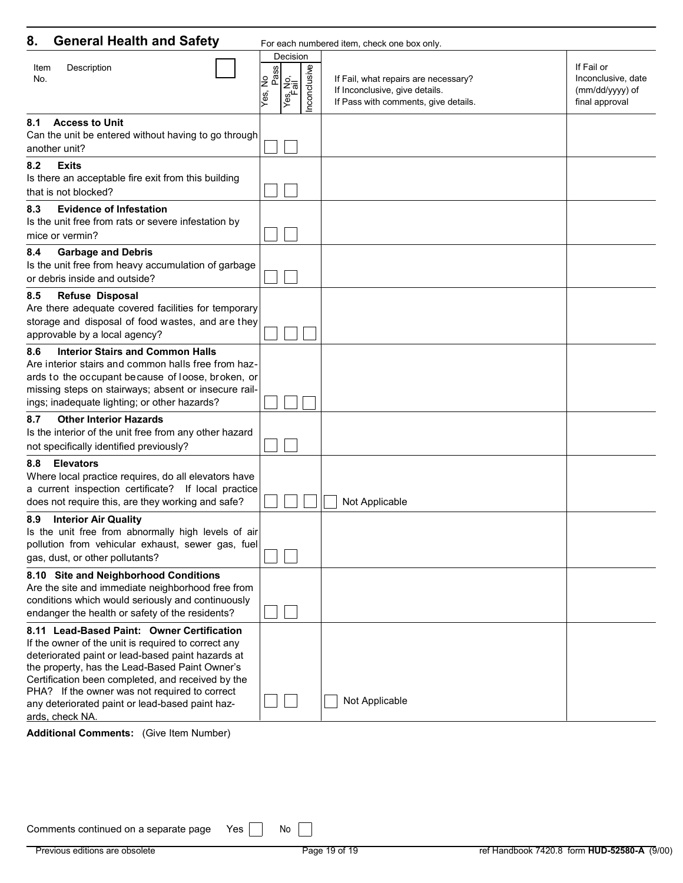## 8. General Health and Safety

For each numbered item, check one box only.

| Item No. | Description | Decision: Yes, No Pass | Decision: Yes, No, Fail | Decision: Inconclusive | If Fail, what repairs are necessary? If Inconclusive, give details. If Pass with comments, give details. | If Fail or Inconclusive, date (mm/dd/yyyy) of final approval |
|---|---|---|---|---|---|---|
| 8.1 | **Access to Unit** Can the unit be entered without having to go through another unit? | ☐ | ☐ | | | |
| 8.2 | **Exits** Is there an acceptable fire exit from this building that is not blocked? | ☐ | ☐ | | | |
| 8.3 | **Evidence of Infestation** Is the unit free from rats or severe infestation by mice or vermin? | ☐ | ☐ | | | |
| 8.4 | **Garbage and Debris** Is the unit free from heavy accumulation of garbage or debris inside and outside? | ☐ | ☐ | | | |
| 8.5 | **Refuse Disposal** Are there adequate covered facilities for temporary storage and disposal of food wastes, and are they approvable by a local agency? | ☐ | ☐ | ☐ | | |
| 8.6 | **Interior Stairs and Common Halls** Are interior stairs and common halls free from hazards to the occupant because of loose, broken, or missing steps on stairways; absent or insecure railings; inadequate lighting; or other hazards? | ☐ | ☐ | ☐ | | |
| 8.7 | **Other Interior Hazards** Is the interior of the unit free from any other hazard not specifically identified previously? | ☐ | ☐ | | | |
| 8.8 | **Elevators** Where local practice requires, do all elevators have a current inspection certificate? If local practice does not require this, are they working and safe? | ☐ | ☐ | ☐ | ☐ Not Applicable | |
| 8.9 | **Interior Air Quality** Is the unit free from abnormally high levels of air pollution from vehicular exhaust, sewer gas, fuel gas, dust, or other pollutants? | ☐ | ☐ | | | |
| 8.10 | **Site and Neighborhood Conditions** Are the site and immediate neighborhood free from conditions which would seriously and continuously endanger the health or safety of the residents? | ☐ | ☐ | | | |
| 8.11 | **Lead-Based Paint: Owner Certification** If the owner of the unit is required to correct any deteriorated paint or lead-based paint hazards at the property, has the Lead-Based Paint Owner's Certification been completed, and received by the PHA? If the owner was not required to correct any deteriorated paint or lead-based paint hazards, check NA. | ☐ | ☐ | | ☐ Not Applicable | |

**Additional Comments:** (Give Item Number)

Comments continued on a separate page Yes ☐ No ☐

Previous editions are obsolete

ref Handbook 7420.8 form **HUD-52580-A** (9/00)